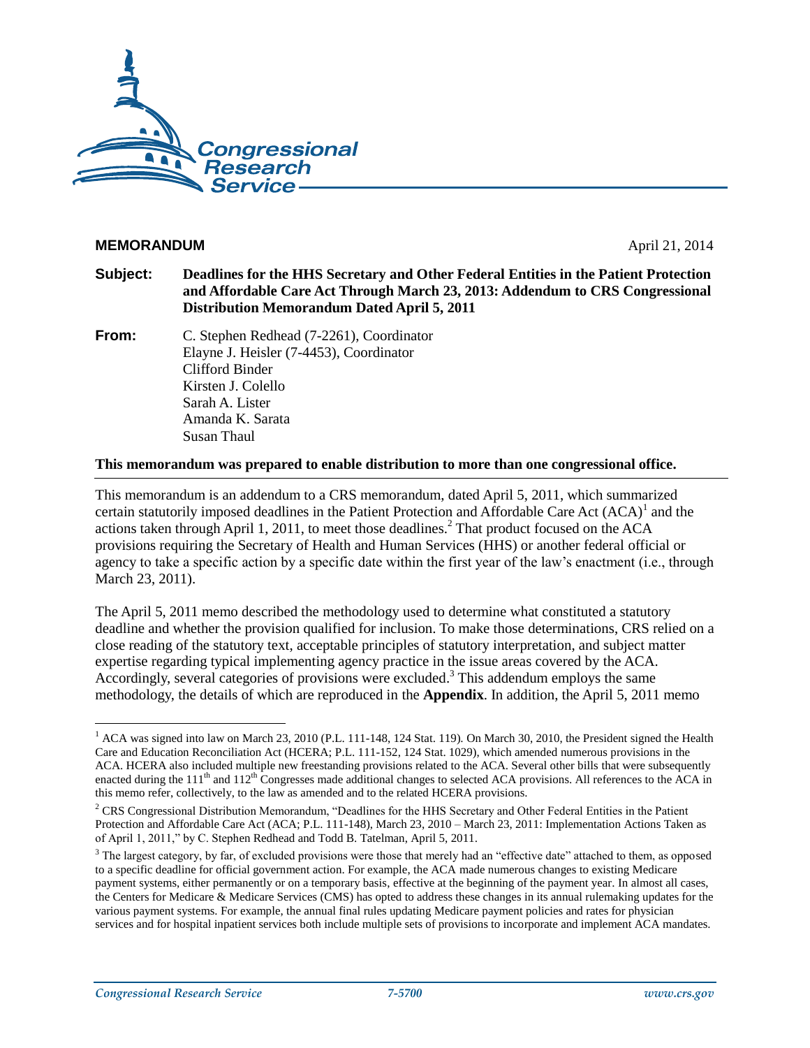**MEMORANDUM** April 21, 2014

**Subject:** **Deadlines for the HHS Secretary and Other Federal Entities in the Patient Protection and Affordable Care Act Through March 23, 2013: Addendum to CRS Congressional Distribution Memorandum Dated April 5, 2011**

**From:** C. Stephen Redhead (7-2261), Coordinator
Elayne J. Heisler (7-4453), Coordinator
Clifford Binder
Kirsten J. Colello
Sarah A. Lister
Amanda K. Sarata
Susan Thaul

**This memorandum was prepared to enable distribution to more than one congressional office.**

This memorandum is an addendum to a CRS memorandum, dated April 5, 2011, which summarized certain statutorily imposed deadlines in the Patient Protection and Affordable Care Act (ACA)[1] and the actions taken through April 1, 2011, to meet those deadlines.[2] That product focused on the ACA provisions requiring the Secretary of Health and Human Services (HHS) or another federal official or agency to take a specific action by a specific date within the first year of the law's enactment (i.e., through March 23, 2011).

The April 5, 2011 memo described the methodology used to determine what constituted a statutory deadline and whether the provision qualified for inclusion. To make those determinations, CRS relied on a close reading of the statutory text, acceptable principles of statutory interpretation, and subject matter expertise regarding typical implementing agency practice in the issue areas covered by the ACA. Accordingly, several categories of provisions were excluded.[3] This addendum employs the same methodology, the details of which are reproduced in the **Appendix**. In addition, the April 5, 2011 memo

---

[1] ACA was signed into law on March 23, 2010 (P.L. 111-148, 124 Stat. 119). On March 30, 2010, the President signed the Health Care and Education Reconciliation Act (HCERA; P.L. 111-152, 124 Stat. 1029), which amended numerous provisions in the ACA. HCERA also included multiple new freestanding provisions related to the ACA. Several other bills that were subsequently enacted during the 111th and 112th Congresses made additional changes to selected ACA provisions. All references to the ACA in this memo refer, collectively, to the law as amended and to the related HCERA provisions.

[2] CRS Congressional Distribution Memorandum, "Deadlines for the HHS Secretary and Other Federal Entities in the Patient Protection and Affordable Care Act (ACA; P.L. 111-148), March 23, 2010 – March 23, 2011: Implementation Actions Taken as of April 1, 2011," by C. Stephen Redhead and Todd B. Tatelman, April 5, 2011.

[3] The largest category, by far, of excluded provisions were those that merely had an "effective date" attached to them, as opposed to a specific deadline for official government action. For example, the ACA made numerous changes to existing Medicare payment systems, either permanently or on a temporary basis, effective at the beginning of the payment year. In almost all cases, the Centers for Medicare & Medicare Services (CMS) has opted to address these changes in its annual rulemaking updates for the various payment systems. For example, the annual final rules updating Medicare payment policies and rates for physician services and for hospital inpatient services both include multiple sets of provisions to incorporate and implement ACA mandates.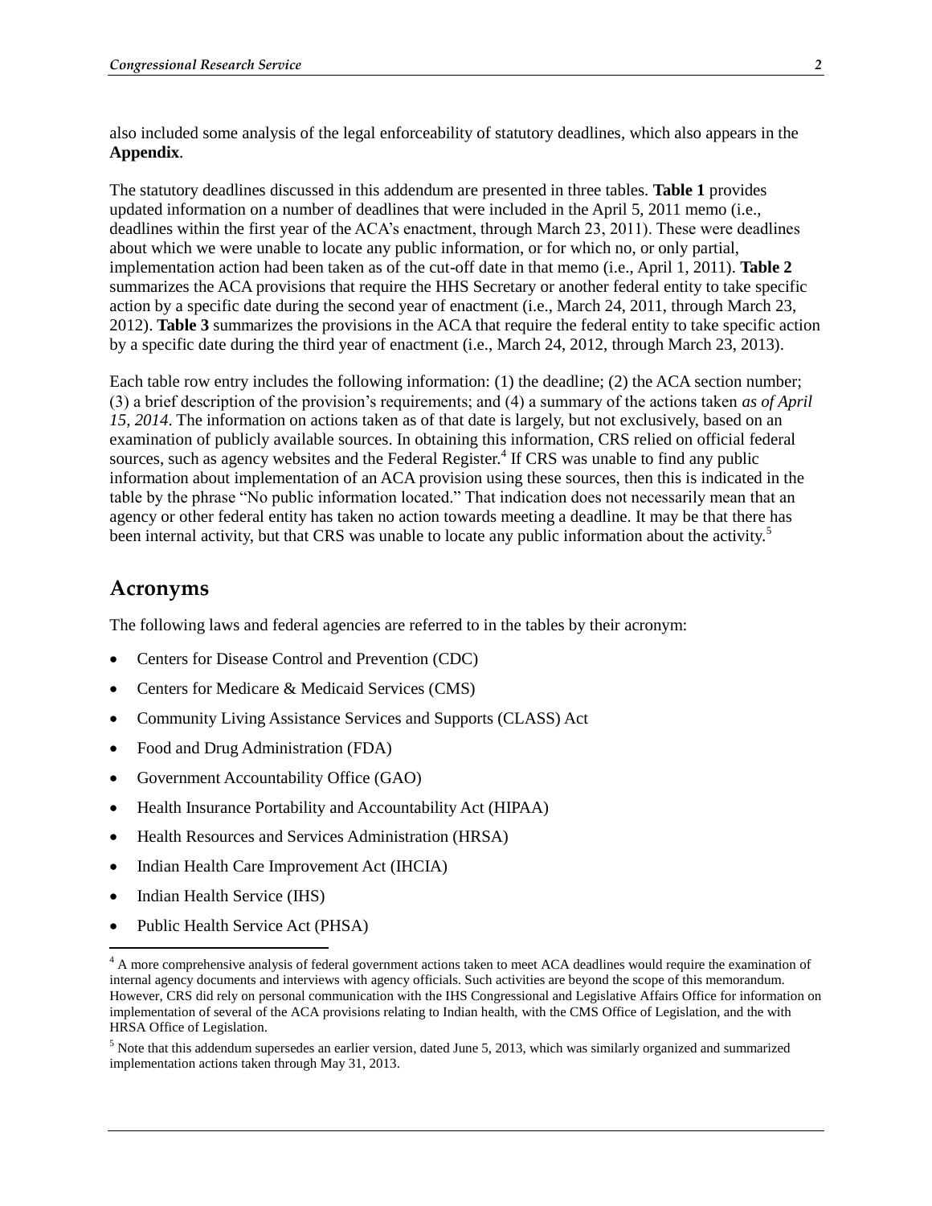also included some analysis of the legal enforceability of statutory deadlines, which also appears in the **Appendix**.

The statutory deadlines discussed in this addendum are presented in three tables. **Table 1** provides updated information on a number of deadlines that were included in the April 5, 2011 memo (i.e., deadlines within the first year of the ACA's enactment, through March 23, 2011). These were deadlines about which we were unable to locate any public information, or for which no, or only partial, implementation action had been taken as of the cut-off date in that memo (i.e., April 1, 2011). **Table 2** summarizes the ACA provisions that require the HHS Secretary or another federal entity to take specific action by a specific date during the second year of enactment (i.e., March 24, 2011, through March 23, 2012). **Table 3** summarizes the provisions in the ACA that require the federal entity to take specific action by a specific date during the third year of enactment (i.e., March 24, 2012, through March 23, 2013).

Each table row entry includes the following information: (1) the deadline; (2) the ACA section number; (3) a brief description of the provision's requirements; and (4) a summary of the actions taken *as of April 15, 2014*. The information on actions taken as of that date is largely, but not exclusively, based on an examination of publicly available sources. In obtaining this information, CRS relied on official federal sources, such as agency websites and the Federal Register.[4] If CRS was unable to find any public information about implementation of an ACA provision using these sources, then this is indicated in the table by the phrase "No public information located." That indication does not necessarily mean that an agency or other federal entity has taken no action towards meeting a deadline. It may be that there has been internal activity, but that CRS was unable to locate any public information about the activity.[5]

## Acronyms

The following laws and federal agencies are referred to in the tables by their acronym:

- Centers for Disease Control and Prevention (CDC)
- Centers for Medicare & Medicaid Services (CMS)
- Community Living Assistance Services and Supports (CLASS) Act
- Food and Drug Administration (FDA)
- Government Accountability Office (GAO)
- Health Insurance Portability and Accountability Act (HIPAA)
- Health Resources and Services Administration (HRSA)
- Indian Health Care Improvement Act (IHCIA)
- Indian Health Service (IHS)
- Public Health Service Act (PHSA)

[4] A more comprehensive analysis of federal government actions taken to meet ACA deadlines would require the examination of internal agency documents and interviews with agency officials. Such activities are beyond the scope of this memorandum. However, CRS did rely on personal communication with the IHS Congressional and Legislative Affairs Office for information on implementation of several of the ACA provisions relating to Indian health, with the CMS Office of Legislation, and the with HRSA Office of Legislation.

[5] Note that this addendum supersedes an earlier version, dated June 5, 2013, which was similarly organized and summarized implementation actions taken through May 31, 2013.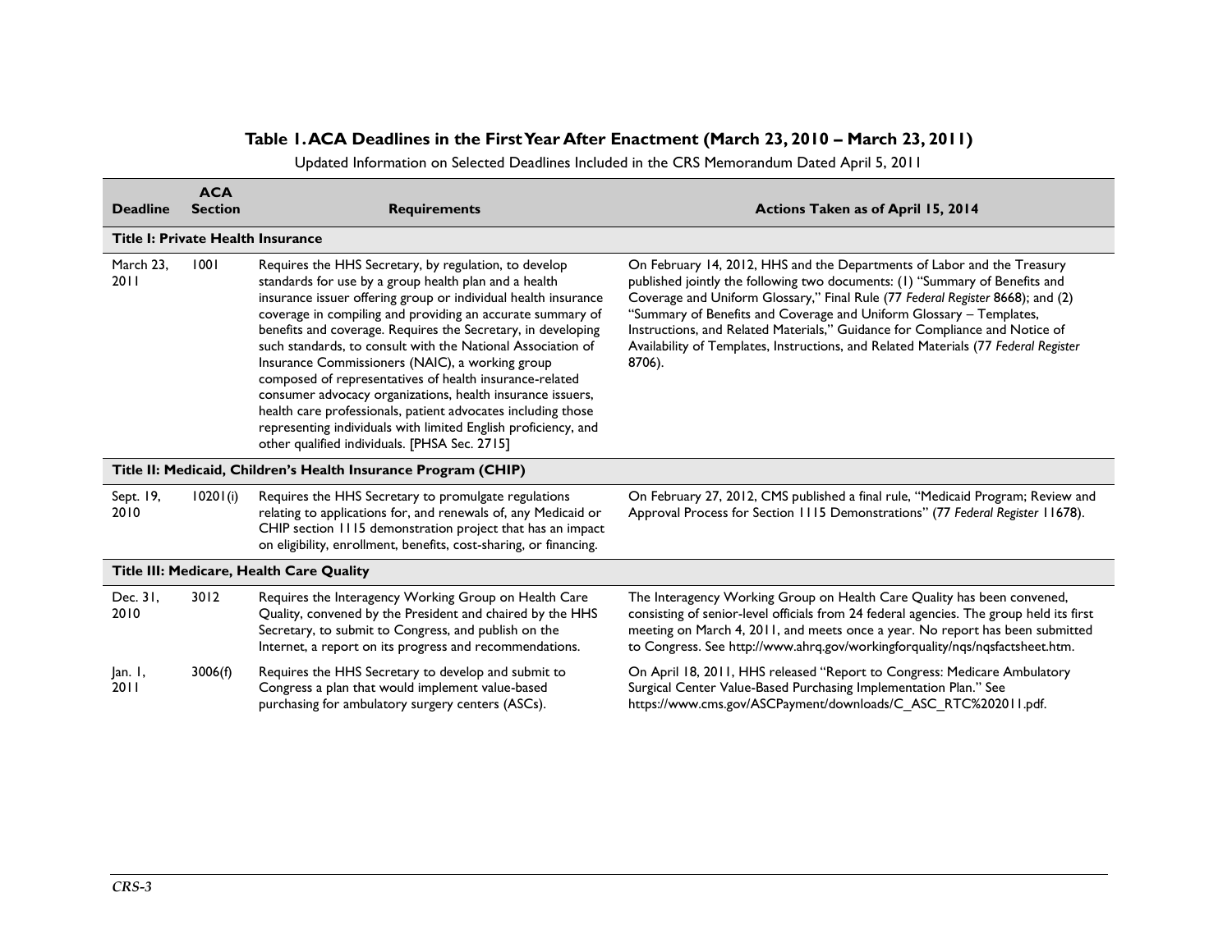**Table 1. ACA Deadlines in the First Year After Enactment (March 23, 2010 – March 23, 2011)**

Updated Information on Selected Deadlines Included in the CRS Memorandum Dated April 5, 2011

| Deadline | ACA Section | Requirements | Actions Taken as of April 15, 2014 |
|---|---|---|---|
| **Title I: Private Health Insurance** | | | |
| March 23, 2011 | 1001 | Requires the HHS Secretary, by regulation, to develop standards for use by a group health plan and a health insurance issuer offering group or individual health insurance coverage in compiling and providing an accurate summary of benefits and coverage. Requires the Secretary, in developing such standards, to consult with the National Association of Insurance Commissioners (NAIC), a working group composed of representatives of health insurance-related consumer advocacy organizations, health insurance issuers, health care professionals, patient advocates including those representing individuals with limited English proficiency, and other qualified individuals. [PHSA Sec. 2715] | On February 14, 2012, HHS and the Departments of Labor and the Treasury published jointly the following two documents: (1) "Summary of Benefits and Coverage and Uniform Glossary," Final Rule (77 *Federal Register* 8668); and (2) "Summary of Benefits and Coverage and Uniform Glossary – Templates, Instructions, and Related Materials," Guidance for Compliance and Notice of Availability of Templates, Instructions, and Related Materials (77 *Federal Register* 8706). |
| **Title II: Medicaid, Children's Health Insurance Program (CHIP)** | | | |
| Sept. 19, 2010 | 10201(i) | Requires the HHS Secretary to promulgate regulations relating to applications for, and renewals of, any Medicaid or CHIP section 1115 demonstration project that has an impact on eligibility, enrollment, benefits, cost-sharing, or financing. | On February 27, 2012, CMS published a final rule, "Medicaid Program; Review and Approval Process for Section 1115 Demonstrations" (77 *Federal Register* 11678). |
| **Title III: Medicare, Health Care Quality** | | | |
| Dec. 31, 2010 | 3012 | Requires the Interagency Working Group on Health Care Quality, convened by the President and chaired by the HHS Secretary, to submit to Congress, and publish on the Internet, a report on its progress and recommendations. | The Interagency Working Group on Health Care Quality has been convened, consisting of senior-level officials from 24 federal agencies. The group held its first meeting on March 4, 2011, and meets once a year. No report has been submitted to Congress. See http://www.ahrq.gov/workingforquality/nqs/nqsfactsheet.htm. |
| Jan. 1, 2011 | 3006(f) | Requires the HHS Secretary to develop and submit to Congress a plan that would implement value-based purchasing for ambulatory surgery centers (ASCs). | On April 18, 2011, HHS released "Report to Congress: Medicare Ambulatory Surgical Center Value-Based Purchasing Implementation Plan." See https://www.cms.gov/ASCPayment/downloads/C_ASC_RTC%202011.pdf. |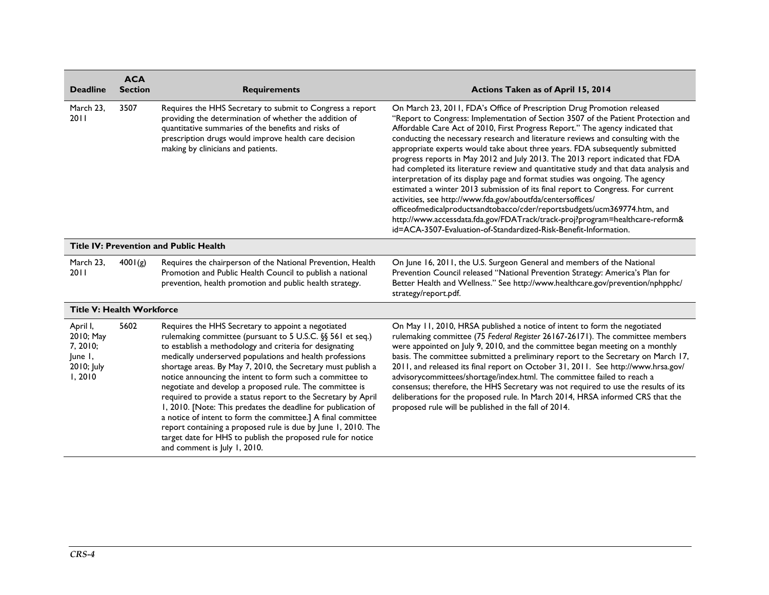| Deadline | ACA Section | Requirements | Actions Taken as of April 15, 2014 |
| --- | --- | --- | --- |
| March 23, 2011 | 3507 | Requires the HHS Secretary to submit to Congress a report providing the determination of whether the addition of quantitative summaries of the benefits and risks of prescription drugs would improve health care decision making by clinicians and patients. | On March 23, 2011, FDA's Office of Prescription Drug Promotion released "Report to Congress: Implementation of Section 3507 of the Patient Protection and Affordable Care Act of 2010, First Progress Report." The agency indicated that conducting the necessary research and literature reviews and consulting with the appropriate experts would take about three years. FDA subsequently submitted progress reports in May 2012 and July 2013. The 2013 report indicated that FDA had completed its literature review and quantitative study and that data analysis and interpretation of its display page and format studies was ongoing. The agency estimated a winter 2013 submission of its final report to Congress. For current activities, see http://www.fda.gov/aboutfda/centersoffices/officeofmedicalproductsandtobacco/cder/reportsbudgets/ucm369774.htm, and http://www.accessdata.fda.gov/FDATrack/track-proj?program=healthcare-reform&id=ACA-3507-Evaluation-of-Standardized-Risk-Benefit-Information. |
| **Title IV: Prevention and Public Health** | | | |
| March 23, 2011 | 4001(g) | Requires the chairperson of the National Prevention, Health Promotion and Public Health Council to publish a national prevention, health promotion and public health strategy. | On June 16, 2011, the U.S. Surgeon General and members of the National Prevention Council released "National Prevention Strategy: America's Plan for Better Health and Wellness." See http://www.healthcare.gov/prevention/nphpphc/strategy/report.pdf. |
| **Title V: Health Workforce** | | | |
| April 1, 2010; May 7, 2010; June 1, 2010; July 1, 2010 | 5602 | Requires the HHS Secretary to appoint a negotiated rulemaking committee (pursuant to 5 U.S.C. §§ 561 et seq.) to establish a methodology and criteria for designating medically underserved populations and health professions shortage areas. By May 7, 2010, the Secretary must publish a notice announcing the intent to form such a committee to negotiate and develop a proposed rule. The committee is required to provide a status report to the Secretary by April 1, 2010. [Note: This predates the deadline for publication of a notice of intent to form the committee.] A final committee report containing a proposed rule is due by June 1, 2010. The target date for HHS to publish the proposed rule for notice and comment is July 1, 2010. | On May 11, 2010, HRSA published a notice of intent to form the negotiated rulemaking committee (75 *Federal Register* 26167-26171). The committee members were appointed on July 9, 2010, and the committee began meeting on a monthly basis. The committee submitted a preliminary report to the Secretary on March 17, 2011, and released its final report on October 31, 2011. See http://www.hrsa.gov/advisorycommittees/shortage/index.html. The committee failed to reach a consensus; therefore, the HHS Secretary was not required to use the results of its deliberations for the proposed rule. In March 2014, HRSA informed CRS that the proposed rule will be published in the fall of 2014. |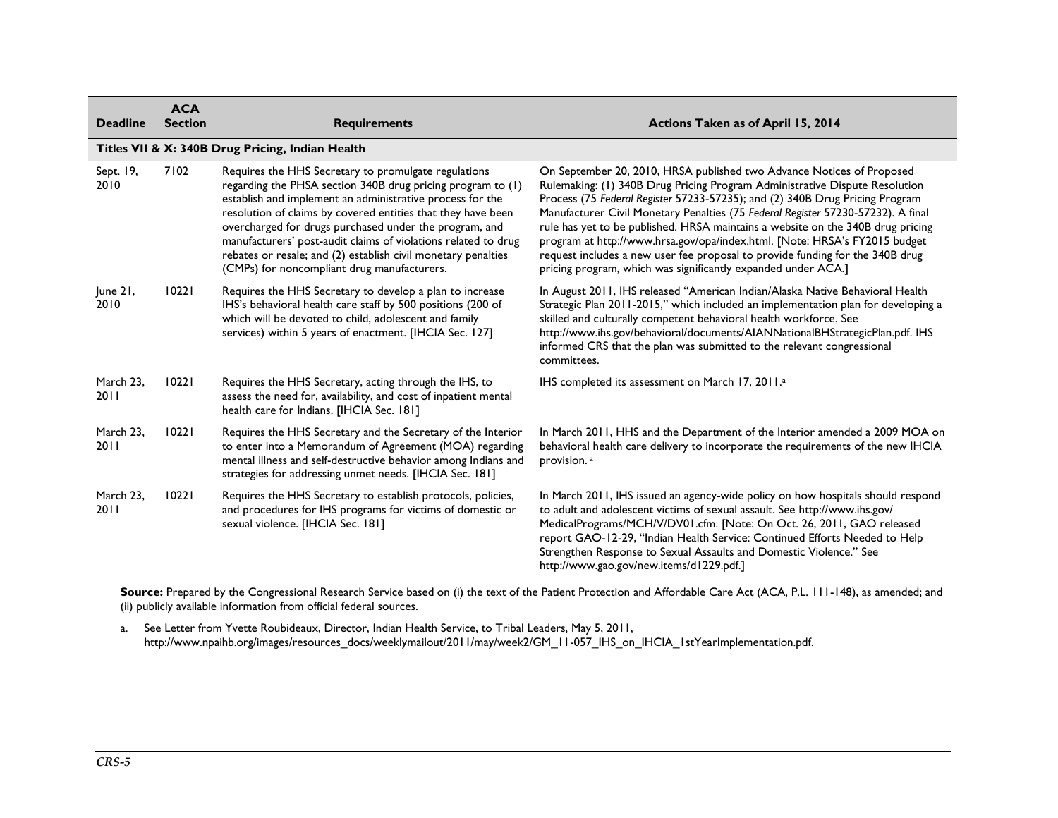| Deadline | ACA Section | Requirements | Actions Taken as of April 15, 2014 |
|---|---|---|---|
| **Titles VII & X: 340B Drug Pricing, Indian Health** | | | |
| Sept. 19, 2010 | 7102 | Requires the HHS Secretary to promulgate regulations regarding the PHSA section 340B drug pricing program to (1) establish and implement an administrative process for the resolution of claims by covered entities that they have been overcharged for drugs purchased under the program, and manufacturers' post-audit claims of violations related to drug rebates or resale; and (2) establish civil monetary penalties (CMPs) for noncompliant drug manufacturers. | On September 20, 2010, HRSA published two Advance Notices of Proposed Rulemaking: (1) 340B Drug Pricing Program Administrative Dispute Resolution Process (75 *Federal Register* 57233-57235); and (2) 340B Drug Pricing Program Manufacturer Civil Monetary Penalties (75 *Federal Register* 57230-57232). A final rule has yet to be published. HRSA maintains a website on the 340B drug pricing program at http://www.hrsa.gov/opa/index.html. [Note: HRSA's FY2015 budget request includes a new user fee proposal to provide funding for the 340B drug pricing program, which was significantly expanded under ACA.] |
| June 21, 2010 | 10221 | Requires the HHS Secretary to develop a plan to increase IHS's behavioral health care staff by 500 positions (200 of which will be devoted to child, adolescent and family services) within 5 years of enactment. [IHCIA Sec. 127] | In August 2011, IHS released "American Indian/Alaska Native Behavioral Health Strategic Plan 2011-2015," which included an implementation plan for developing a skilled and culturally competent behavioral health workforce. See http://www.ihs.gov/behavioral/documents/AIANNationalBHStrategicPlan.pdf. IHS informed CRS that the plan was submitted to the relevant congressional committees. |
| March 23, 2011 | 10221 | Requires the HHS Secretary, acting through the IHS, to assess the need for, availability, and cost of inpatient mental health care for Indians. [IHCIA Sec. 181] | IHS completed its assessment on March 17, 2011.[a] |
| March 23, 2011 | 10221 | Requires the HHS Secretary and the Secretary of the Interior to enter into a Memorandum of Agreement (MOA) regarding mental illness and self-destructive behavior among Indians and strategies for addressing unmet needs. [IHCIA Sec. 181] | In March 2011, HHS and the Department of the Interior amended a 2009 MOA on behavioral health care delivery to incorporate the requirements of the new IHCIA provision.[a] |
| March 23, 2011 | 10221 | Requires the HHS Secretary to establish protocols, policies, and procedures for IHS programs for victims of domestic or sexual violence. [IHCIA Sec. 181] | In March 2011, IHS issued an agency-wide policy on how hospitals should respond to adult and adolescent victims of sexual assault. See http://www.ihs.gov/MedicalPrograms/MCH/V/DV01.cfm. [Note: On Oct. 26, 2011, GAO released report GAO-12-29, "Indian Health Service: Continued Efforts Needed to Help Strengthen Response to Sexual Assaults and Domestic Violence." See http://www.gao.gov/new.items/d1229.pdf.] |

**Source:** Prepared by the Congressional Research Service based on (i) the text of the Patient Protection and Affordable Care Act (ACA, P.L. 111-148), as amended; and (ii) publicly available information from official federal sources.

a. See Letter from Yvette Roubideaux, Director, Indian Health Service, to Tribal Leaders, May 5, 2011, http://www.npaihb.org/images/resources_docs/weeklymailout/2011/may/week2/GM_11-057_IHS_on_IHCIA_1stYearImplementation.pdf.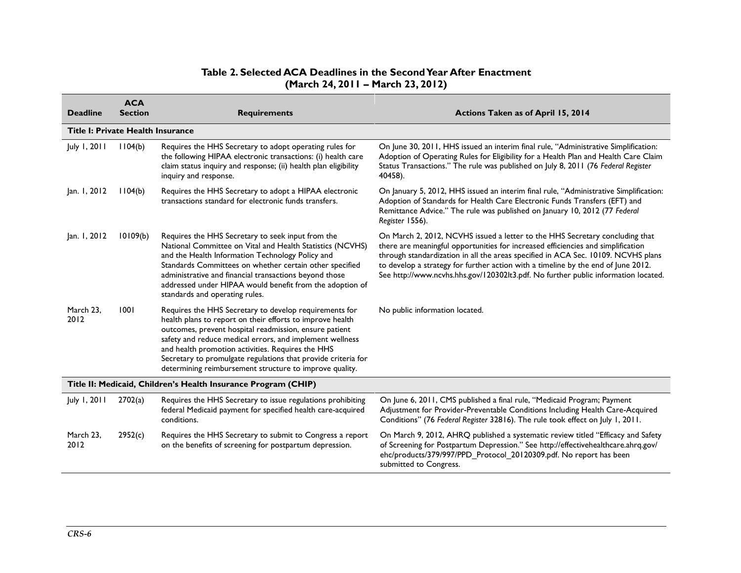**Table 2. Selected ACA Deadlines in the Second Year After Enactment (March 24, 2011 – March 23, 2012)**

| Deadline | ACA Section | Requirements | Actions Taken as of April 15, 2014 |
|---|---|---|---|
| **Title I: Private Health Insurance** | | | |
| July 1, 2011 | 1104(b) | Requires the HHS Secretary to adopt operating rules for the following HIPAA electronic transactions: (i) health care claim status inquiry and response; (ii) health plan eligibility inquiry and response. | On June 30, 2011, HHS issued an interim final rule, "Administrative Simplification: Adoption of Operating Rules for Eligibility for a Health Plan and Health Care Claim Status Transactions." The rule was published on July 8, 2011 (76 *Federal Register* 40458). |
| Jan. 1, 2012 | 1104(b) | Requires the HHS Secretary to adopt a HIPAA electronic transactions standard for electronic funds transfers. | On January 5, 2012, HHS issued an interim final rule, "Administrative Simplification: Adoption of Standards for Health Care Electronic Funds Transfers (EFT) and Remittance Advice." The rule was published on January 10, 2012 (77 *Federal Register* 1556). |
| Jan. 1, 2012 | 10109(b) | Requires the HHS Secretary to seek input from the National Committee on Vital and Health Statistics (NCVHS) and the Health Information Technology Policy and Standards Committees on whether certain other specified administrative and financial transactions beyond those addressed under HIPAA would benefit from the adoption of standards and operating rules. | On March 2, 2012, NCVHS issued a letter to the HHS Secretary concluding that there are meaningful opportunities for increased efficiencies and simplification through standardization in all the areas specified in ACA Sec. 10109. NCVHS plans to develop a strategy for further action with a timeline by the end of June 2012. See http://www.ncvhs.hhs.gov/120302lt3.pdf. No further public information located. |
| March 23, 2012 | 1001 | Requires the HHS Secretary to develop requirements for health plans to report on their efforts to improve health outcomes, prevent hospital readmission, ensure patient safety and reduce medical errors, and implement wellness and health promotion activities. Requires the HHS Secretary to promulgate regulations that provide criteria for determining reimbursement structure to improve quality. | No public information located. |
| **Title II: Medicaid, Children's Health Insurance Program (CHIP)** | | | |
| July 1, 2011 | 2702(a) | Requires the HHS Secretary to issue regulations prohibiting federal Medicaid payment for specified health care-acquired conditions. | On June 6, 2011, CMS published a final rule, "Medicaid Program; Payment Adjustment for Provider-Preventable Conditions Including Health Care-Acquired Conditions" (76 *Federal Register* 32816). The rule took effect on July 1, 2011. |
| March 23, 2012 | 2952(c) | Requires the HHS Secretary to submit to Congress a report on the benefits of screening for postpartum depression. | On March 9, 2012, AHRQ published a systematic review titled "Efficacy and Safety of Screening for Postpartum Depression." See http://effectivehealthcare.ahrq.gov/ehc/products/379/997/PPD_Protocol_20120309.pdf. No report has been submitted to Congress. |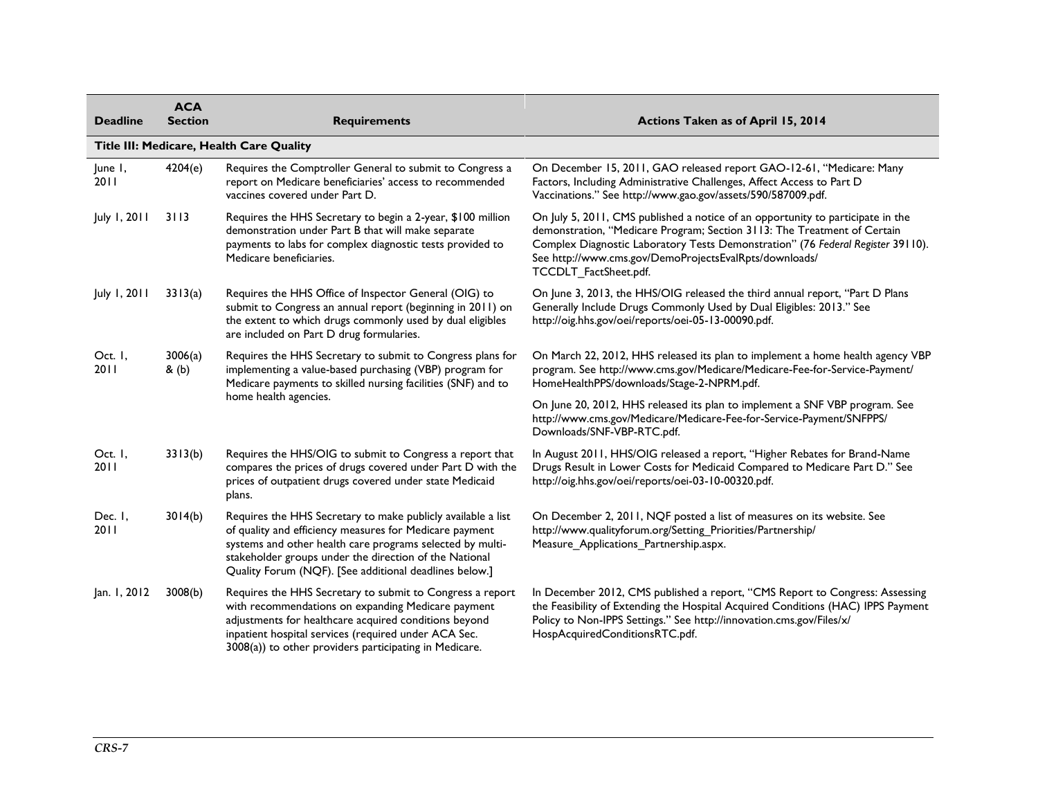| Deadline | ACA Section | Requirements | Actions Taken as of April 15, 2014 |
| --- | --- | --- | --- |
| **Title III: Medicare, Health Care Quality** | | | |
| June 1, 2011 | 4204(e) | Requires the Comptroller General to submit to Congress a report on Medicare beneficiaries' access to recommended vaccines covered under Part D. | On December 15, 2011, GAO released report GAO-12-61, "Medicare: Many Factors, Including Administrative Challenges, Affect Access to Part D Vaccinations." See http://www.gao.gov/assets/590/587009.pdf. |
| July 1, 2011 | 3113 | Requires the HHS Secretary to begin a 2-year, $100 million demonstration under Part B that will make separate payments to labs for complex diagnostic tests provided to Medicare beneficiaries. | On July 5, 2011, CMS published a notice of an opportunity to participate in the demonstration, "Medicare Program; Section 3113: The Treatment of Certain Complex Diagnostic Laboratory Tests Demonstration" (76 *Federal Register* 39110). See http://www.cms.gov/DemoProjectsEvalRpts/downloads/TCCDLT_FactSheet.pdf. |
| July 1, 2011 | 3313(a) | Requires the HHS Office of Inspector General (OIG) to submit to Congress an annual report (beginning in 2011) on the extent to which drugs commonly used by dual eligibles are included on Part D drug formularies. | On June 3, 2013, the HHS/OIG released the third annual report, "Part D Plans Generally Include Drugs Commonly Used by Dual Eligibles: 2013." See http://oig.hhs.gov/oei/reports/oei-05-13-00090.pdf. |
| Oct. 1, 2011 | 3006(a) & (b) | Requires the HHS Secretary to submit to Congress plans for implementing a value-based purchasing (VBP) program for Medicare payments to skilled nursing facilities (SNF) and to home health agencies. | On March 22, 2012, HHS released its plan to implement a home health agency VBP program. See http://www.cms.gov/Medicare/Medicare-Fee-for-Service-Payment/HomeHealthPPS/downloads/Stage-2-NPRM.pdf.<br><br>On June 20, 2012, HHS released its plan to implement a SNF VBP program. See http://www.cms.gov/Medicare/Medicare-Fee-for-Service-Payment/SNFPPS/Downloads/SNF-VBP-RTC.pdf. |
| Oct. 1, 2011 | 3313(b) | Requires the HHS/OIG to submit to Congress a report that compares the prices of drugs covered under Part D with the prices of outpatient drugs covered under state Medicaid plans. | In August 2011, HHS/OIG released a report, "Higher Rebates for Brand-Name Drugs Result in Lower Costs for Medicaid Compared to Medicare Part D." See http://oig.hhs.gov/oei/reports/oei-03-10-00320.pdf. |
| Dec. 1, 2011 | 3014(b) | Requires the HHS Secretary to make publicly available a list of quality and efficiency measures for Medicare payment systems and other health care programs selected by multi-stakeholder groups under the direction of the National Quality Forum (NQF). [See additional deadlines below.] | On December 2, 2011, NQF posted a list of measures on its website. See http://www.qualityforum.org/Setting_Priorities/Partnership/Measure_Applications_Partnership.aspx. |
| Jan. 1, 2012 | 3008(b) | Requires the HHS Secretary to submit to Congress a report with recommendations on expanding Medicare payment adjustments for healthcare acquired conditions beyond inpatient hospital services (required under ACA Sec. 3008(a)) to other providers participating in Medicare. | In December 2012, CMS published a report, "CMS Report to Congress: Assessing the Feasibility of Extending the Hospital Acquired Conditions (HAC) IPPS Payment Policy to Non-IPPS Settings." See http://innovation.cms.gov/Files/x/HospAcquiredConditionsRTC.pdf. |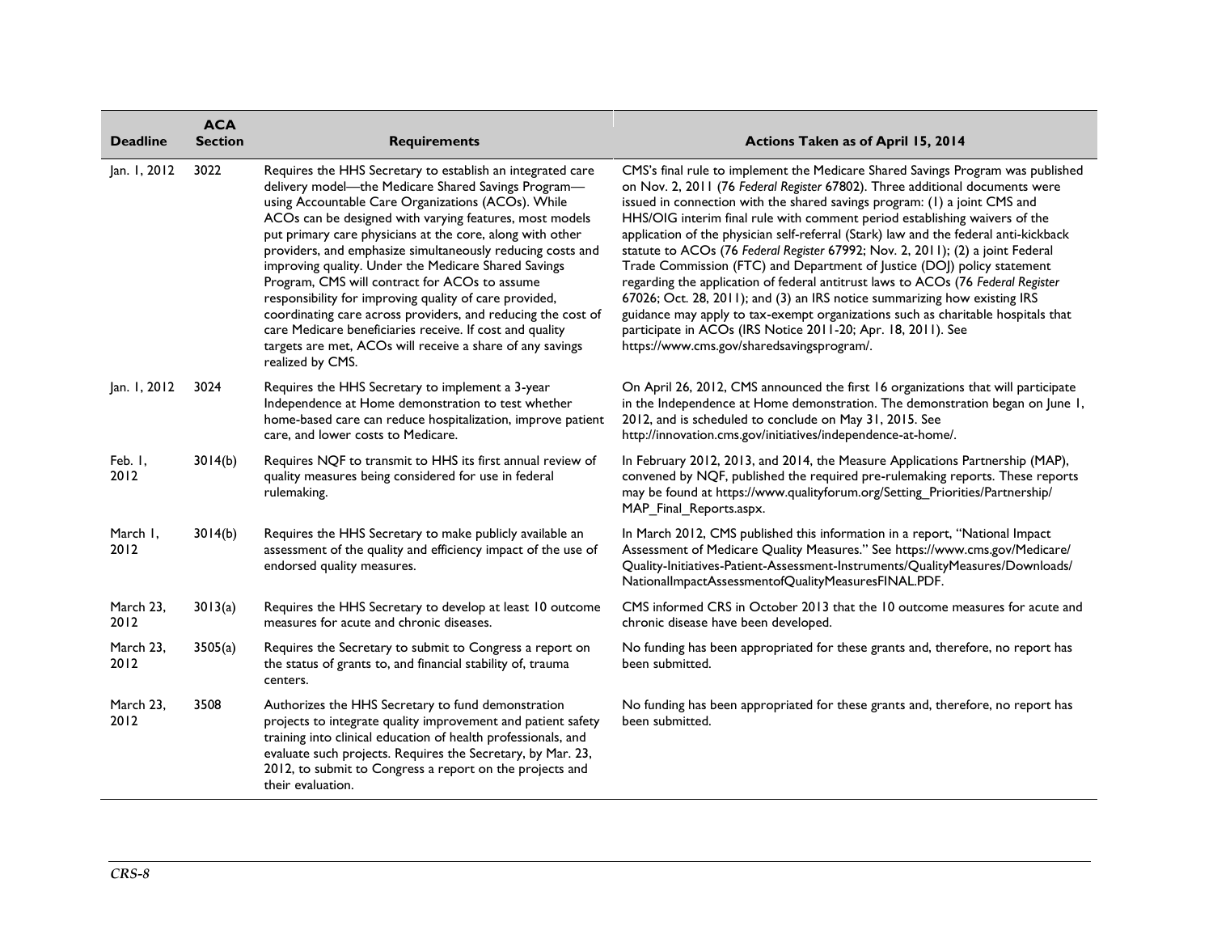| Deadline | ACA Section | Requirements | Actions Taken as of April 15, 2014 |
|---|---|---|---|
| Jan. 1, 2012 | 3022 | Requires the HHS Secretary to establish an integrated care delivery model—the Medicare Shared Savings Program—using Accountable Care Organizations (ACOs). While ACOs can be designed with varying features, most models put primary care physicians at the core, along with other providers, and emphasize simultaneously reducing costs and improving quality. Under the Medicare Shared Savings Program, CMS will contract for ACOs to assume responsibility for improving quality of care provided, coordinating care across providers, and reducing the cost of care Medicare beneficiaries receive. If cost and quality targets are met, ACOs will receive a share of any savings realized by CMS. | CMS's final rule to implement the Medicare Shared Savings Program was published on Nov. 2, 2011 (76 *Federal Register* 67802). Three additional documents were issued in connection with the shared savings program: (1) a joint CMS and HHS/OIG interim final rule with comment period establishing waivers of the application of the physician self-referral (Stark) law and the federal anti-kickback statute to ACOs (76 *Federal Register* 67992; Nov. 2, 2011); (2) a joint Federal Trade Commission (FTC) and Department of Justice (DOJ) policy statement regarding the application of federal antitrust laws to ACOs (76 *Federal Register* 67026; Oct. 28, 2011); and (3) an IRS notice summarizing how existing IRS guidance may apply to tax-exempt organizations such as charitable hospitals that participate in ACOs (IRS Notice 2011-20; Apr. 18, 2011). See https://www.cms.gov/sharedsavingsprogram/. |
| Jan. 1, 2012 | 3024 | Requires the HHS Secretary to implement a 3-year Independence at Home demonstration to test whether home-based care can reduce hospitalization, improve patient care, and lower costs to Medicare. | On April 26, 2012, CMS announced the first 16 organizations that will participate in the Independence at Home demonstration. The demonstration began on June 1, 2012, and is scheduled to conclude on May 31, 2015. See http://innovation.cms.gov/initiatives/independence-at-home/. |
| Feb. 1, 2012 | 3014(b) | Requires NQF to transmit to HHS its first annual review of quality measures being considered for use in federal rulemaking. | In February 2012, 2013, and 2014, the Measure Applications Partnership (MAP), convened by NQF, published the required pre-rulemaking reports. These reports may be found at https://www.qualityforum.org/Setting_Priorities/Partnership/MAP_Final_Reports.aspx. |
| March 1, 2012 | 3014(b) | Requires the HHS Secretary to make publicly available an assessment of the quality and efficiency impact of the use of endorsed quality measures. | In March 2012, CMS published this information in a report, "National Impact Assessment of Medicare Quality Measures." See https://www.cms.gov/Medicare/Quality-Initiatives-Patient-Assessment-Instruments/QualityMeasures/Downloads/NationalImpactAssessmentofQualityMeasuresFINAL.PDF. |
| March 23, 2012 | 3013(a) | Requires the HHS Secretary to develop at least 10 outcome measures for acute and chronic diseases. | CMS informed CRS in October 2013 that the 10 outcome measures for acute and chronic disease have been developed. |
| March 23, 2012 | 3505(a) | Requires the Secretary to submit to Congress a report on the status of grants to, and financial stability of, trauma centers. | No funding has been appropriated for these grants and, therefore, no report has been submitted. |
| March 23, 2012 | 3508 | Authorizes the HHS Secretary to fund demonstration projects to integrate quality improvement and patient safety training into clinical education of health professionals, and evaluate such projects. Requires the Secretary, by Mar. 23, 2012, to submit to Congress a report on the projects and their evaluation. | No funding has been appropriated for these grants and, therefore, no report has been submitted. |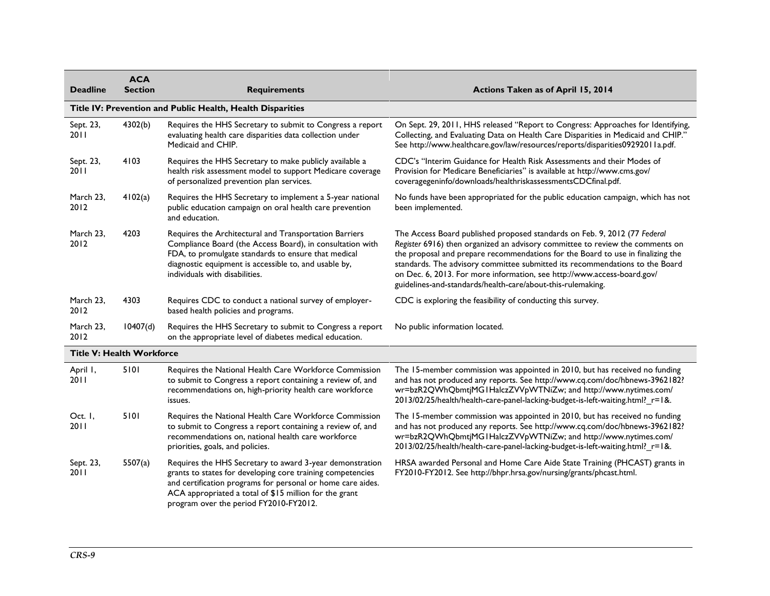| Deadline | ACA Section | Requirements | Actions Taken as of April 15, 2014 |
|---|---|---|---|
| **Title IV: Prevention and Public Health, Health Disparities** | | | |
| Sept. 23, 2011 | 4302(b) | Requires the HHS Secretary to submit to Congress a report evaluating health care disparities data collection under Medicaid and CHIP. | On Sept. 29, 2011, HHS released "Report to Congress: Approaches for Identifying, Collecting, and Evaluating Data on Health Care Disparities in Medicaid and CHIP." See http://www.healthcare.gov/law/resources/reports/disparities09292011a.pdf. |
| Sept. 23, 2011 | 4103 | Requires the HHS Secretary to make publicly available a health risk assessment model to support Medicare coverage of personalized prevention plan services. | CDC's "Interim Guidance for Health Risk Assessments and their Modes of Provision for Medicare Beneficiaries" is available at http://www.cms.gov/coveragegeninfo/downloads/healthriskassessmentsCDCfinal.pdf. |
| March 23, 2012 | 4102(a) | Requires the HHS Secretary to implement a 5-year national public education campaign on oral health care prevention and education. | No funds have been appropriated for the public education campaign, which has not been implemented. |
| March 23, 2012 | 4203 | Requires the Architectural and Transportation Barriers Compliance Board (the Access Board), in consultation with FDA, to promulgate standards to ensure that medical diagnostic equipment is accessible to, and usable by, individuals with disabilities. | The Access Board published proposed standards on Feb. 9, 2012 (77 *Federal Register* 6916) then organized an advisory committee to review the comments on the proposal and prepare recommendations for the Board to use in finalizing the standards. The advisory committee submitted its recommendations to the Board on Dec. 6, 2013. For more information, see http://www.access-board.gov/guidelines-and-standards/health-care/about-this-rulemaking. |
| March 23, 2012 | 4303 | Requires CDC to conduct a national survey of employer-based health policies and programs. | CDC is exploring the feasibility of conducting this survey. |
| March 23, 2012 | 10407(d) | Requires the HHS Secretary to submit to Congress a report on the appropriate level of diabetes medical education. | No public information located. |
| **Title V: Health Workforce** | | | |
| April 1, 2011 | 5101 | Requires the National Health Care Workforce Commission to submit to Congress a report containing a review of, and recommendations on, high-priority health care workforce issues. | The 15-member commission was appointed in 2010, but has received no funding and has not produced any reports. See http://www.cq.com/doc/hbnews-3962182?wr=bzR2QWhQbmtjMG1HalczZVVpWTNiZw; and http://www.nytimes.com/2013/02/25/health/health-care-panel-lacking-budget-is-left-waiting.html?_r=1&. |
| Oct. 1, 2011 | 5101 | Requires the National Health Care Workforce Commission to submit to Congress a report containing a review of, and recommendations on, national health care workforce priorities, goals, and policies. | The 15-member commission was appointed in 2010, but has received no funding and has not produced any reports. See http://www.cq.com/doc/hbnews-3962182?wr=bzR2QWhQbmtjMG1HalczZVVpWTNiZw; and http://www.nytimes.com/2013/02/25/health/health-care-panel-lacking-budget-is-left-waiting.html?_r=1&. |
| Sept. 23, 2011 | 5507(a) | Requires the HHS Secretary to award 3-year demonstration grants to states for developing core training competencies and certification programs for personal or home care aides. ACA appropriated a total of $15 million for the grant program over the period FY2010-FY2012. | HRSA awarded Personal and Home Care Aide State Training (PHCAST) grants in FY2010-FY2012. See http://bhpr.hrsa.gov/nursing/grants/phcast.html. |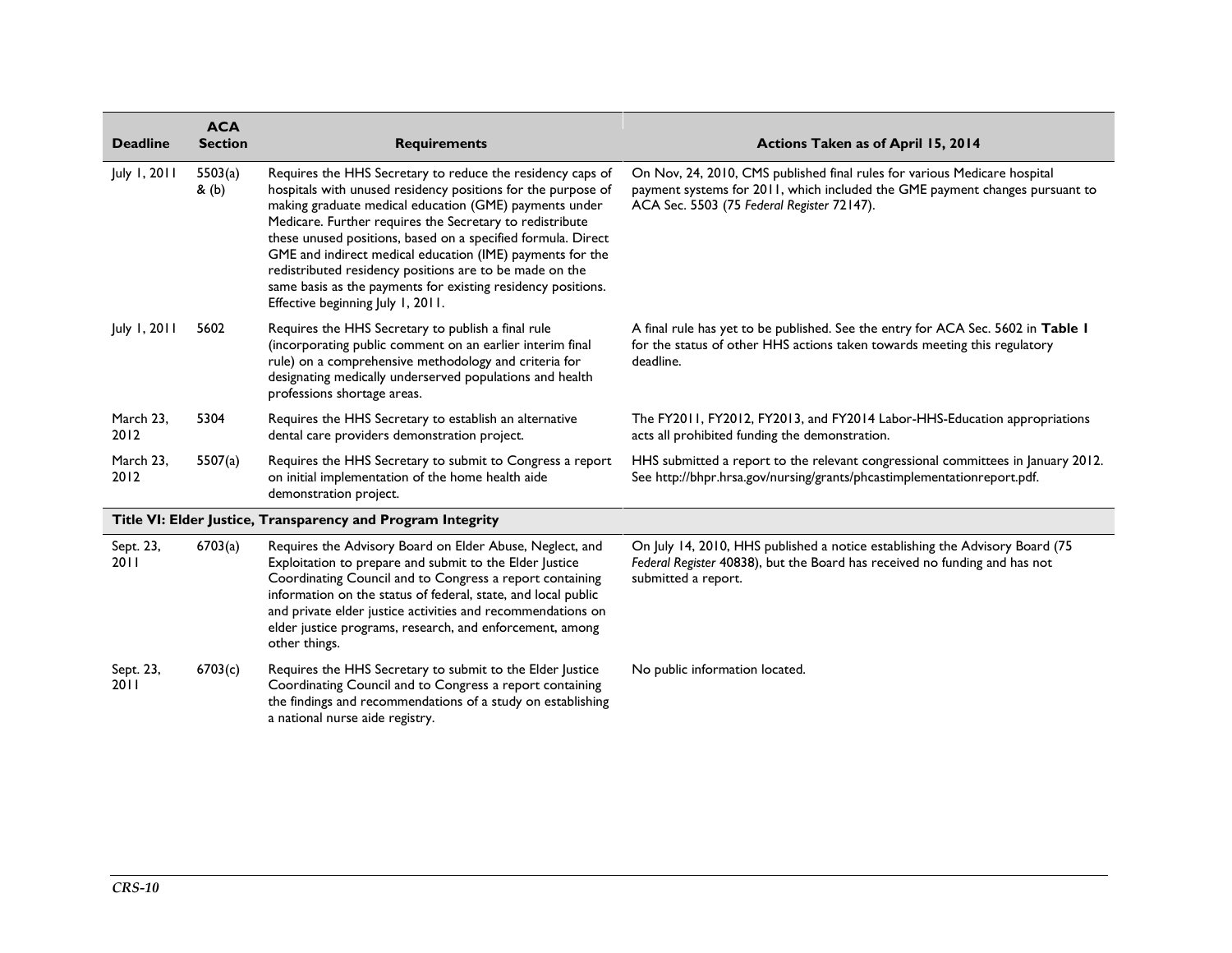| Deadline | ACA Section | Requirements | Actions Taken as of April 15, 2014 |
|---|---|---|---|
| July 1, 2011 | 5503(a) & (b) | Requires the HHS Secretary to reduce the residency caps of hospitals with unused residency positions for the purpose of making graduate medical education (GME) payments under Medicare. Further requires the Secretary to redistribute these unused positions, based on a specified formula. Direct GME and indirect medical education (IME) payments for the redistributed residency positions are to be made on the same basis as the payments for existing residency positions. Effective beginning July 1, 2011. | On Nov, 24, 2010, CMS published final rules for various Medicare hospital payment systems for 2011, which included the GME payment changes pursuant to ACA Sec. 5503 (75 *Federal Register* 72147). |
| July 1, 2011 | 5602 | Requires the HHS Secretary to publish a final rule (incorporating public comment on an earlier interim final rule) on a comprehensive methodology and criteria for designating medically underserved populations and health professions shortage areas. | A final rule has yet to be published. See the entry for ACA Sec. 5602 in **Table 1** for the status of other HHS actions taken towards meeting this regulatory deadline. |
| March 23, 2012 | 5304 | Requires the HHS Secretary to establish an alternative dental care providers demonstration project. | The FY2011, FY2012, FY2013, and FY2014 Labor-HHS-Education appropriations acts all prohibited funding the demonstration. |
| March 23, 2012 | 5507(a) | Requires the HHS Secretary to submit to Congress a report on initial implementation of the home health aide demonstration project. | HHS submitted a report to the relevant congressional committees in January 2012. See http://bhpr.hrsa.gov/nursing/grants/phcastimplementationreport.pdf. |
| **Title VI: Elder Justice, Transparency and Program Integrity** | | | |
| Sept. 23, 2011 | 6703(a) | Requires the Advisory Board on Elder Abuse, Neglect, and Exploitation to prepare and submit to the Elder Justice Coordinating Council and to Congress a report containing information on the status of federal, state, and local public and private elder justice activities and recommendations on elder justice programs, research, and enforcement, among other things. | On July 14, 2010, HHS published a notice establishing the Advisory Board (75 *Federal Register* 40838), but the Board has received no funding and has not submitted a report. |
| Sept. 23, 2011 | 6703(c) | Requires the HHS Secretary to submit to the Elder Justice Coordinating Council and to Congress a report containing the findings and recommendations of a study on establishing a national nurse aide registry. | No public information located. |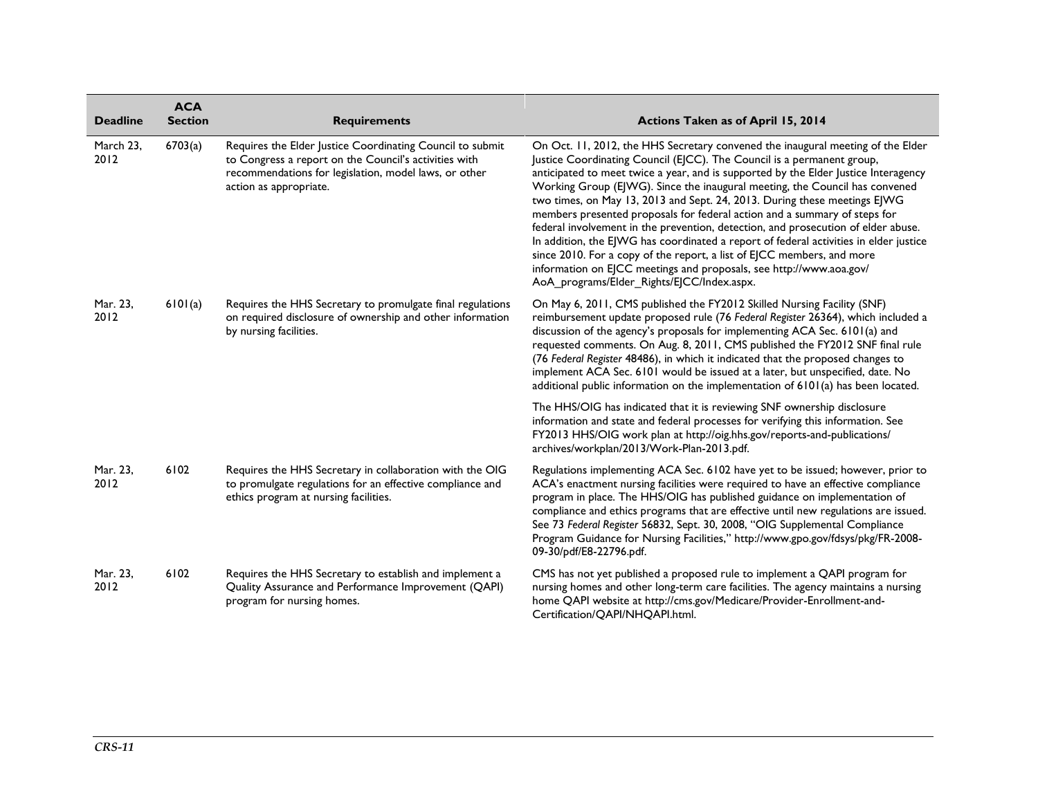| Deadline | ACA Section | Requirements | Actions Taken as of April 15, 2014 |
|---|---|---|---|
| March 23, 2012 | 6703(a) | Requires the Elder Justice Coordinating Council to submit to Congress a report on the Council's activities with recommendations for legislation, model laws, or other action as appropriate. | On Oct. 11, 2012, the HHS Secretary convened the inaugural meeting of the Elder Justice Coordinating Council (EJCC). The Council is a permanent group, anticipated to meet twice a year, and is supported by the Elder Justice Interagency Working Group (EJWG). Since the inaugural meeting, the Council has convened two times, on May 13, 2013 and Sept. 24, 2013. During these meetings EJWG members presented proposals for federal action and a summary of steps for federal involvement in the prevention, detection, and prosecution of elder abuse. In addition, the EJWG has coordinated a report of federal activities in elder justice since 2010. For a copy of the report, a list of EJCC members, and more information on EJCC meetings and proposals, see http://www.aoa.gov/AoA_programs/Elder_Rights/EJCC/Index.aspx. |
| Mar. 23, 2012 | 6101(a) | Requires the HHS Secretary to promulgate final regulations on required disclosure of ownership and other information by nursing facilities. | On May 6, 2011, CMS published the FY2012 Skilled Nursing Facility (SNF) reimbursement update proposed rule (76 *Federal Register* 26364), which included a discussion of the agency's proposals for implementing ACA Sec. 6101(a) and requested comments. On Aug. 8, 2011, CMS published the FY2012 SNF final rule (76 *Federal Register* 48486), in which it indicated that the proposed changes to implement ACA Sec. 6101 would be issued at a later, but unspecified, date. No additional public information on the implementation of 6101(a) has been located.<br><br>The HHS/OIG has indicated that it is reviewing SNF ownership disclosure information and state and federal processes for verifying this information. See FY2013 HHS/OIG work plan at http://oig.hhs.gov/reports-and-publications/archives/workplan/2013/Work-Plan-2013.pdf. |
| Mar. 23, 2012 | 6102 | Requires the HHS Secretary in collaboration with the OIG to promulgate regulations for an effective compliance and ethics program at nursing facilities. | Regulations implementing ACA Sec. 6102 have yet to be issued; however, prior to ACA's enactment nursing facilities were required to have an effective compliance program in place. The HHS/OIG has published guidance on implementation of compliance and ethics programs that are effective until new regulations are issued. See 73 *Federal Register* 56832, Sept. 30, 2008, "OIG Supplemental Compliance Program Guidance for Nursing Facilities," http://www.gpo.gov/fdsys/pkg/FR-2008-09-30/pdf/E8-22796.pdf. |
| Mar. 23, 2012 | 6102 | Requires the HHS Secretary to establish and implement a Quality Assurance and Performance Improvement (QAPI) program for nursing homes. | CMS has not yet published a proposed rule to implement a QAPI program for nursing homes and other long-term care facilities. The agency maintains a nursing home QAPI website at http://cms.gov/Medicare/Provider-Enrollment-and-Certification/QAPI/NHQAPI.html. |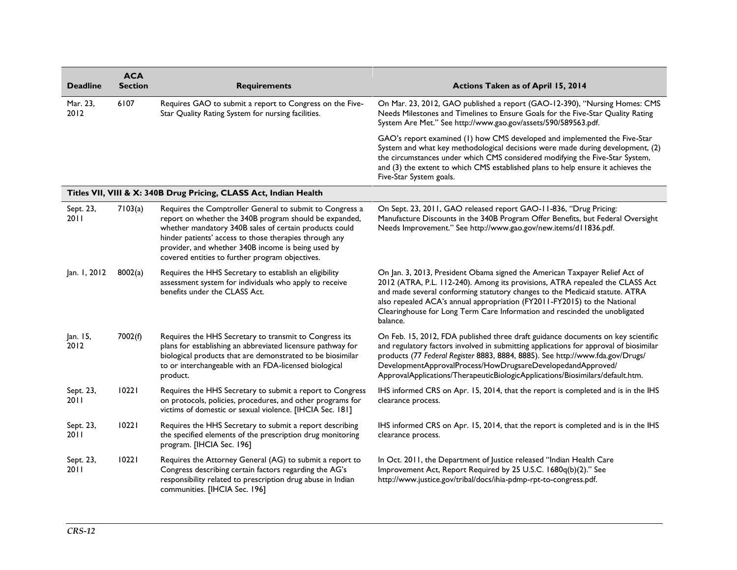| Deadline | ACA Section | Requirements | Actions Taken as of April 15, 2014 |
| --- | --- | --- | --- |
| Mar. 23, 2012 | 6107 | Requires GAO to submit a report to Congress on the Five-Star Quality Rating System for nursing facilities. | On Mar. 23, 2012, GAO published a report (GAO-12-390), "Nursing Homes: CMS Needs Milestones and Timelines to Ensure Goals for the Five-Star Quality Rating System Are Met." See http://www.gao.gov/assets/590/589563.pdf. <br><br> GAO's report examined (1) how CMS developed and implemented the Five-Star System and what key methodological decisions were made during development, (2) the circumstances under which CMS considered modifying the Five-Star System, and (3) the extent to which CMS established plans to help ensure it achieves the Five-Star System goals. |
| **Titles VII, VIII & X: 340B Drug Pricing, CLASS Act, Indian Health** | | | |
| Sept. 23, 2011 | 7103(a) | Requires the Comptroller General to submit to Congress a report on whether the 340B program should be expanded, whether mandatory 340B sales of certain products could hinder patients' access to those therapies through any provider, and whether 340B income is being used by covered entities to further program objectives. | On Sept. 23, 2011, GAO released report GAO-11-836, "Drug Pricing: Manufacture Discounts in the 340B Program Offer Benefits, but Federal Oversight Needs Improvement." See http://www.gao.gov/new.items/d11836.pdf. |
| Jan. 1, 2012 | 8002(a) | Requires the HHS Secretary to establish an eligibility assessment system for individuals who apply to receive benefits under the CLASS Act. | On Jan. 3, 2013, President Obama signed the American Taxpayer Relief Act of 2012 (ATRA, P.L. 112-240). Among its provisions, ATRA repealed the CLASS Act and made several conforming statutory changes to the Medicaid statute. ATRA also repealed ACA's annual appropriation (FY2011-FY2015) to the National Clearinghouse for Long Term Care Information and rescinded the unobligated balance. |
| Jan. 15, 2012 | 7002(f) | Requires the HHS Secretary to transmit to Congress its plans for establishing an abbreviated licensure pathway for biological products that are demonstrated to be biosimilar to or interchangeable with an FDA-licensed biological product. | On Feb. 15, 2012, FDA published three draft guidance documents on key scientific and regulatory factors involved in submitting applications for approval of biosimilar products (77 *Federal Register* 8883, 8884, 8885). See http://www.fda.gov/Drugs/DevelopmentApprovalProcess/HowDrugsareDevelopedandApproved/ApprovalApplications/TherapeuticBiologicApplications/Biosimilars/default.htm. |
| Sept. 23, 2011 | 10221 | Requires the HHS Secretary to submit a report to Congress on protocols, policies, procedures, and other programs for victims of domestic or sexual violence. [IHCIA Sec. 181] | IHS informed CRS on Apr. 15, 2014, that the report is completed and is in the IHS clearance process. |
| Sept. 23, 2011 | 10221 | Requires the HHS Secretary to submit a report describing the specified elements of the prescription drug monitoring program. [IHCIA Sec. 196] | IHS informed CRS on Apr. 15, 2014, that the report is completed and is in the IHS clearance process. |
| Sept. 23, 2011 | 10221 | Requires the Attorney General (AG) to submit a report to Congress describing certain factors regarding the AG's responsibility related to prescription drug abuse in Indian communities. [IHCIA Sec. 196] | In Oct. 2011, the Department of Justice released "Indian Health Care Improvement Act, Report Required by 25 U.S.C. 1680q(b)(2)." See http://www.justice.gov/tribal/docs/ihia-pdmp-rpt-to-congress.pdf. |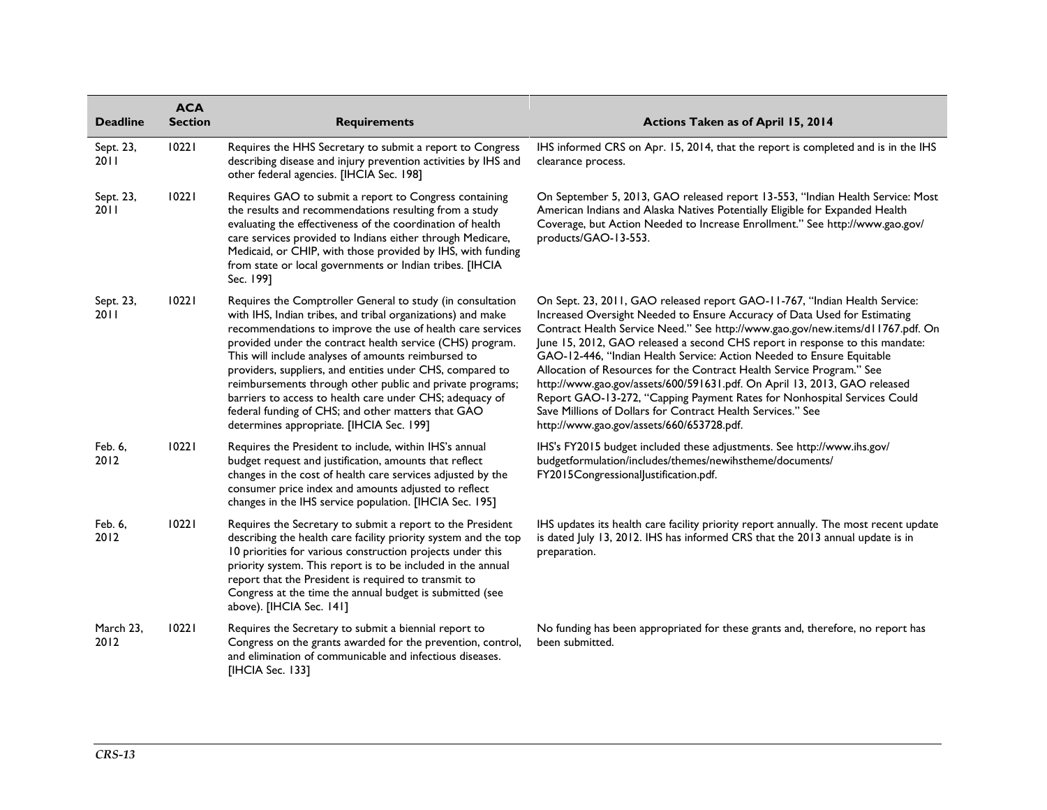| Deadline | ACA Section | Requirements | Actions Taken as of April 15, 2014 |
| --- | --- | --- | --- |
| Sept. 23, 2011 | 10221 | Requires the HHS Secretary to submit a report to Congress describing disease and injury prevention activities by IHS and other federal agencies. [IHCIA Sec. 198] | IHS informed CRS on Apr. 15, 2014, that the report is completed and is in the IHS clearance process. |
| Sept. 23, 2011 | 10221 | Requires GAO to submit a report to Congress containing the results and recommendations resulting from a study evaluating the effectiveness of the coordination of health care services provided to Indians either through Medicare, Medicaid, or CHIP, with those provided by IHS, with funding from state or local governments or Indian tribes. [IHCIA Sec. 199] | On September 5, 2013, GAO released report 13-553, "Indian Health Service: Most American Indians and Alaska Natives Potentially Eligible for Expanded Health Coverage, but Action Needed to Increase Enrollment." See http://www.gao.gov/products/GAO-13-553. |
| Sept. 23, 2011 | 10221 | Requires the Comptroller General to study (in consultation with IHS, Indian tribes, and tribal organizations) and make recommendations to improve the use of health care services provided under the contract health service (CHS) program. This will include analyses of amounts reimbursed to providers, suppliers, and entities under CHS, compared to reimbursements through other public and private programs; barriers to access to health care under CHS; adequacy of federal funding of CHS; and other matters that GAO determines appropriate. [IHCIA Sec. 199] | On Sept. 23, 2011, GAO released report GAO-11-767, "Indian Health Service: Increased Oversight Needed to Ensure Accuracy of Data Used for Estimating Contract Health Service Need." See http://www.gao.gov/new.items/d11767.pdf. On June 15, 2012, GAO released a second CHS report in response to this mandate: GAO-12-446, "Indian Health Service: Action Needed to Ensure Equitable Allocation of Resources for the Contract Health Service Program." See http://www.gao.gov/assets/600/591631.pdf. On April 13, 2013, GAO released Report GAO-13-272, "Capping Payment Rates for Nonhospital Services Could Save Millions of Dollars for Contract Health Services." See http://www.gao.gov/assets/660/653728.pdf. |
| Feb. 6, 2012 | 10221 | Requires the President to include, within IHS's annual budget request and justification, amounts that reflect changes in the cost of health care services adjusted by the consumer price index and amounts adjusted to reflect changes in the IHS service population. [IHCIA Sec. 195] | IHS's FY2015 budget included these adjustments. See http://www.ihs.gov/budgetformulation/includes/themes/newihstheme/documents/FY2015CongressionalJustification.pdf. |
| Feb. 6, 2012 | 10221 | Requires the Secretary to submit a report to the President describing the health care facility priority system and the top 10 priorities for various construction projects under this priority system. This report is to be included in the annual report that the President is required to transmit to Congress at the time the annual budget is submitted (see above). [IHCIA Sec. 141] | IHS updates its health care facility priority report annually. The most recent update is dated July 13, 2012. IHS has informed CRS that the 2013 annual update is in preparation. |
| March 23, 2012 | 10221 | Requires the Secretary to submit a biennial report to Congress on the grants awarded for the prevention, control, and elimination of communicable and infectious diseases. [IHCIA Sec. 133] | No funding has been appropriated for these grants and, therefore, no report has been submitted. |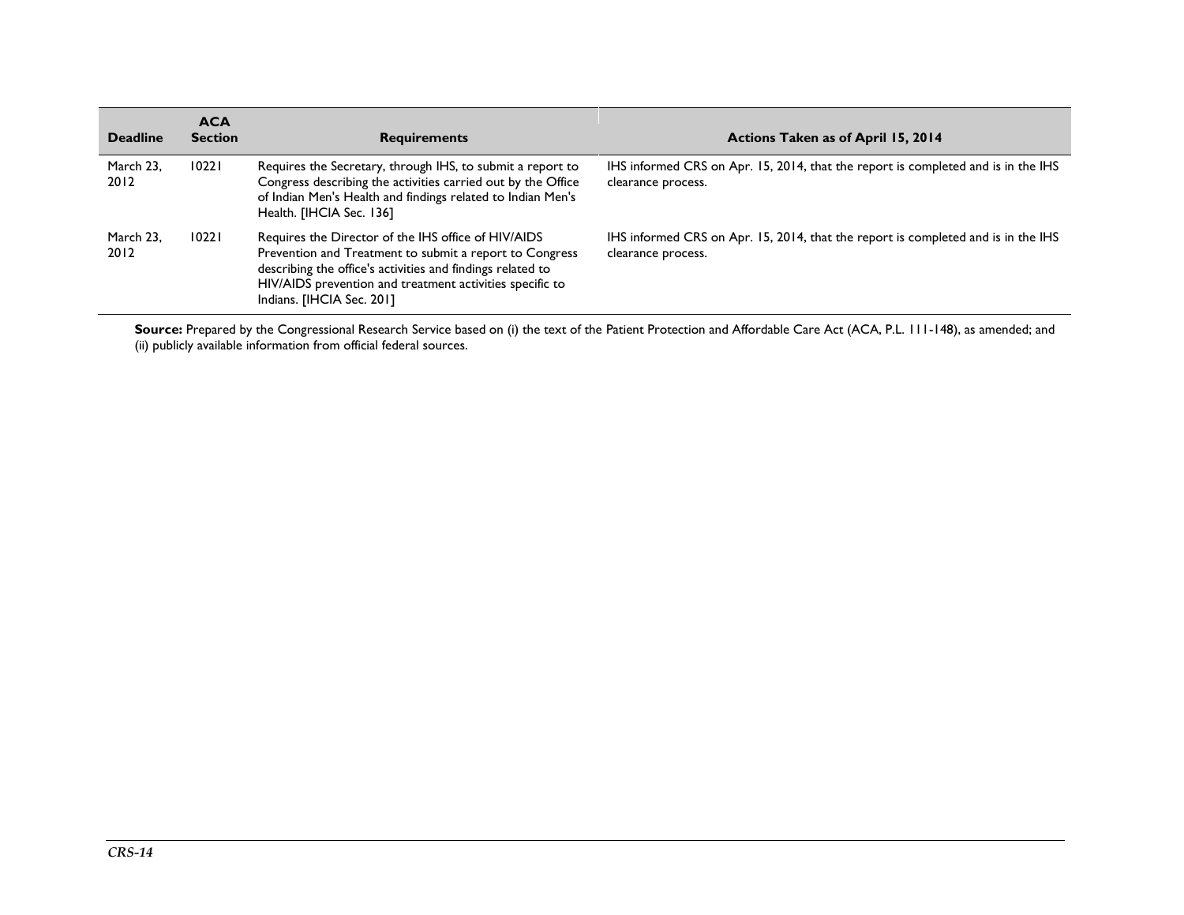| Deadline | ACA Section | Requirements | Actions Taken as of April 15, 2014 |
|---|---|---|---|
| March 23, 2012 | 10221 | Requires the Secretary, through IHS, to submit a report to Congress describing the activities carried out by the Office of Indian Men's Health and findings related to Indian Men's Health. [IHCIA Sec. 136] | IHS informed CRS on Apr. 15, 2014, that the report is completed and is in the IHS clearance process. |
| March 23, 2012 | 10221 | Requires the Director of the IHS office of HIV/AIDS Prevention and Treatment to submit a report to Congress describing the office's activities and findings related to HIV/AIDS prevention and treatment activities specific to Indians. [IHCIA Sec. 201] | IHS informed CRS on Apr. 15, 2014, that the report is completed and is in the IHS clearance process. |

**Source:** Prepared by the Congressional Research Service based on (i) the text of the Patient Protection and Affordable Care Act (ACA, P.L. 111-148), as amended; and (ii) publicly available information from official federal sources.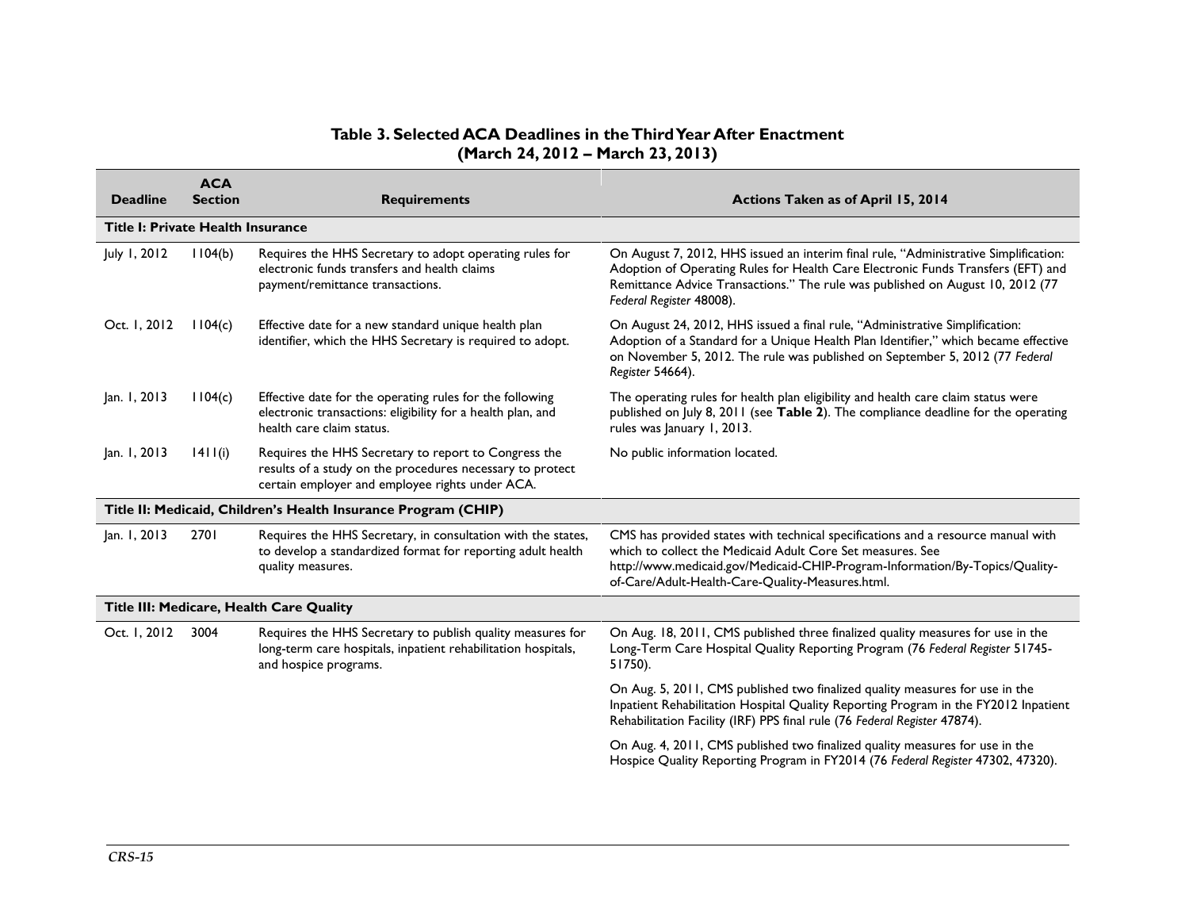**Table 3. Selected ACA Deadlines in the Third Year After Enactment (March 24, 2012 – March 23, 2013)**

| Deadline | ACA Section | Requirements | Actions Taken as of April 15, 2014 |
|---|---|---|---|
| **Title I: Private Health Insurance** | | | |
| July 1, 2012 | 1104(b) | Requires the HHS Secretary to adopt operating rules for electronic funds transfers and health claims payment/remittance transactions. | On August 7, 2012, HHS issued an interim final rule, "Administrative Simplification: Adoption of Operating Rules for Health Care Electronic Funds Transfers (EFT) and Remittance Advice Transactions." The rule was published on August 10, 2012 (77 *Federal Register* 48008). |
| Oct. 1, 2012 | 1104(c) | Effective date for a new standard unique health plan identifier, which the HHS Secretary is required to adopt. | On August 24, 2012, HHS issued a final rule, "Administrative Simplification: Adoption of a Standard for a Unique Health Plan Identifier," which became effective on November 5, 2012. The rule was published on September 5, 2012 (77 *Federal Register* 54664). |
| Jan. 1, 2013 | 1104(c) | Effective date for the operating rules for the following electronic transactions: eligibility for a health plan, and health care claim status. | The operating rules for health plan eligibility and health care claim status were published on July 8, 2011 (see **Table 2**). The compliance deadline for the operating rules was January 1, 2013. |
| Jan. 1, 2013 | 1411(i) | Requires the HHS Secretary to report to Congress the results of a study on the procedures necessary to protect certain employer and employee rights under ACA. | No public information located. |
| **Title II: Medicaid, Children's Health Insurance Program (CHIP)** | | | |
| Jan. 1, 2013 | 2701 | Requires the HHS Secretary, in consultation with the states, to develop a standardized format for reporting adult health quality measures. | CMS has provided states with technical specifications and a resource manual with which to collect the Medicaid Adult Core Set measures. See http://www.medicaid.gov/Medicaid-CHIP-Program-Information/By-Topics/Quality-of-Care/Adult-Health-Care-Quality-Measures.html. |
| **Title III: Medicare, Health Care Quality** | | | |
| Oct. 1, 2012 | 3004 | Requires the HHS Secretary to publish quality measures for long-term care hospitals, inpatient rehabilitation hospitals, and hospice programs. | On Aug. 18, 2011, CMS published three finalized quality measures for use in the Long-Term Care Hospital Quality Reporting Program (76 *Federal Register* 51745-51750).<br><br>On Aug. 5, 2011, CMS published two finalized quality measures for use in the Inpatient Rehabilitation Hospital Quality Reporting Program in the FY2012 Inpatient Rehabilitation Facility (IRF) PPS final rule (76 *Federal Register* 47874).<br><br>On Aug. 4, 2011, CMS published two finalized quality measures for use in the Hospice Quality Reporting Program in FY2014 (76 *Federal Register* 47302, 47320). |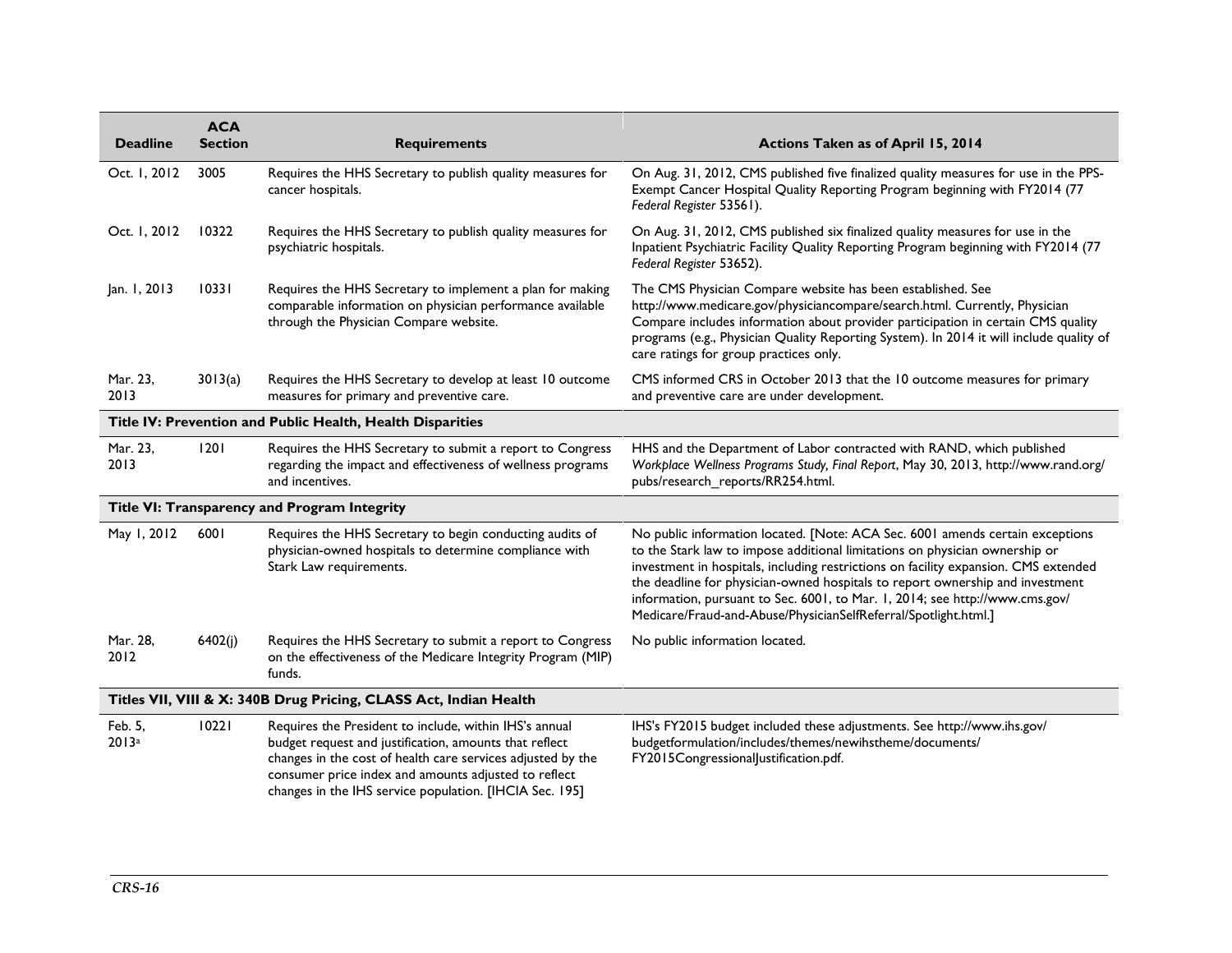| Deadline | ACA Section | Requirements | Actions Taken as of April 15, 2014 |
| --- | --- | --- | --- |
| Oct. 1, 2012 | 3005 | Requires the HHS Secretary to publish quality measures for cancer hospitals. | On Aug. 31, 2012, CMS published five finalized quality measures for use in the PPS-Exempt Cancer Hospital Quality Reporting Program beginning with FY2014 (77 *Federal Register* 53561). |
| Oct. 1, 2012 | 10322 | Requires the HHS Secretary to publish quality measures for psychiatric hospitals. | On Aug. 31, 2012, CMS published six finalized quality measures for use in the Inpatient Psychiatric Facility Quality Reporting Program beginning with FY2014 (77 *Federal Register* 53652). |
| Jan. 1, 2013 | 10331 | Requires the HHS Secretary to implement a plan for making comparable information on physician performance available through the Physician Compare website. | The CMS Physician Compare website has been established. See http://www.medicare.gov/physiciancompare/search.html. Currently, Physician Compare includes information about provider participation in certain CMS quality programs (e.g., Physician Quality Reporting System). In 2014 it will include quality of care ratings for group practices only. |
| Mar. 23, 2013 | 3013(a) | Requires the HHS Secretary to develop at least 10 outcome measures for primary and preventive care. | CMS informed CRS in October 2013 that the 10 outcome measures for primary and preventive care are under development. |
| **Title IV: Prevention and Public Health, Health Disparities** | | | |
| Mar. 23, 2013 | 1201 | Requires the HHS Secretary to submit a report to Congress regarding the impact and effectiveness of wellness programs and incentives. | HHS and the Department of Labor contracted with RAND, which published *Workplace Wellness Programs Study, Final Report*, May 30, 2013, http://www.rand.org/pubs/research_reports/RR254.html. |
| **Title VI: Transparency and Program Integrity** | | | |
| May 1, 2012 | 6001 | Requires the HHS Secretary to begin conducting audits of physician-owned hospitals to determine compliance with Stark Law requirements. | No public information located. [Note: ACA Sec. 6001 amends certain exceptions to the Stark law to impose additional limitations on physician ownership or investment in hospitals, including restrictions on facility expansion. CMS extended the deadline for physician-owned hospitals to report ownership and investment information, pursuant to Sec. 6001, to Mar. 1, 2014; see http://www.cms.gov/Medicare/Fraud-and-Abuse/PhysicianSelfReferral/Spotlight.html.] |
| Mar. 28, 2012 | 6402(j) | Requires the HHS Secretary to submit a report to Congress on the effectiveness of the Medicare Integrity Program (MIP) funds. | No public information located. |
| **Titles VII, VIII & X: 340B Drug Pricing, CLASS Act, Indian Health** | | | |
| Feb. 5, 2013[a] | 10221 | Requires the President to include, within IHS's annual budget request and justification, amounts that reflect changes in the cost of health care services adjusted by the consumer price index and amounts adjusted to reflect changes in the IHS service population. [IHCIA Sec. 195] | IHS's FY2015 budget included these adjustments. See http://www.ihs.gov/budgetformulation/includes/themes/newihstheme/documents/FY2015CongressionalJustification.pdf. |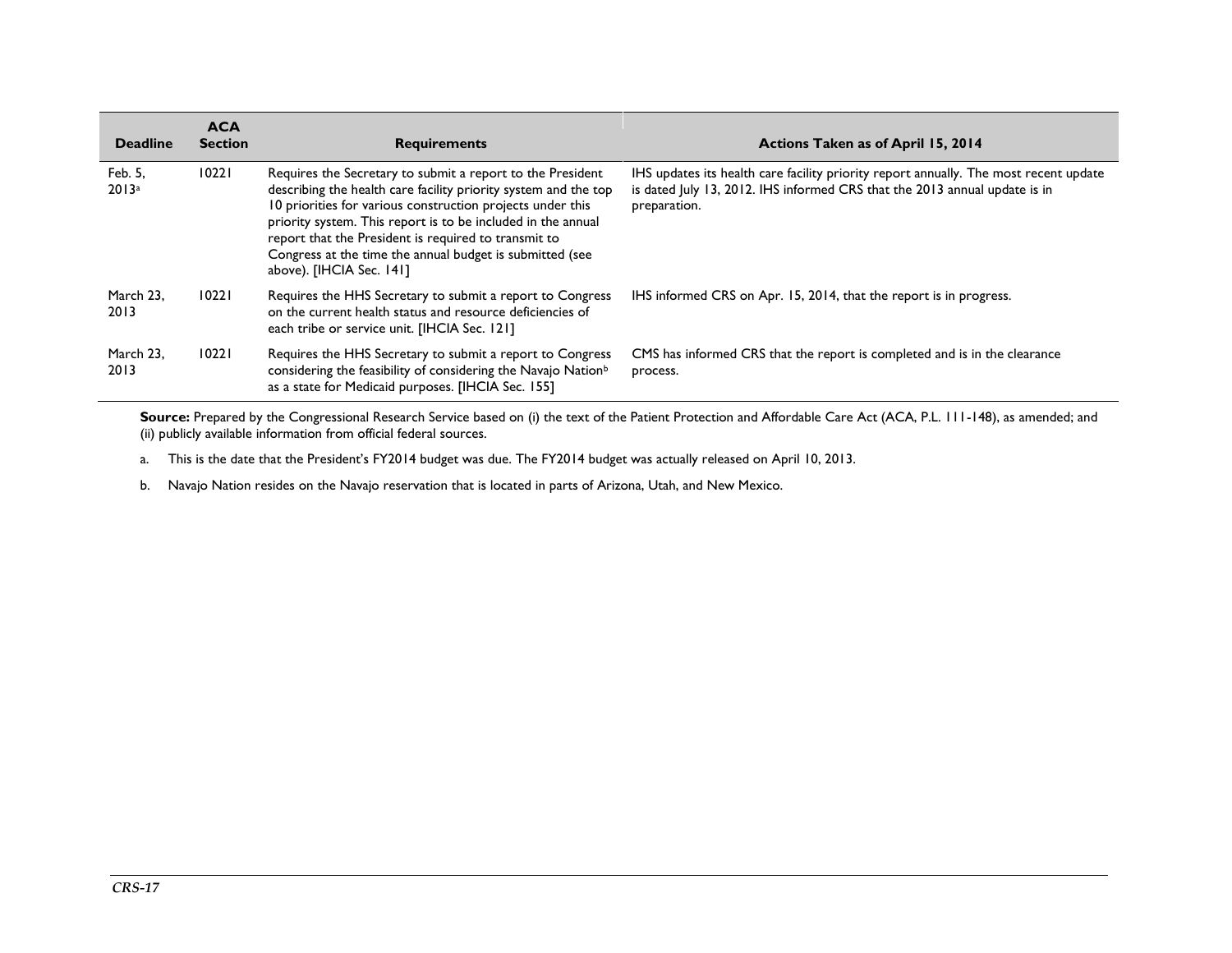| Deadline | ACA Section | Requirements | Actions Taken as of April 15, 2014 |
|---|---|---|---|
| Feb. 5, 2013[a] | 10221 | Requires the Secretary to submit a report to the President describing the health care facility priority system and the top 10 priorities for various construction projects under this priority system. This report is to be included in the annual report that the President is required to transmit to Congress at the time the annual budget is submitted (see above). [IHCIA Sec. 141] | IHS updates its health care facility priority report annually. The most recent update is dated July 13, 2012. IHS informed CRS that the 2013 annual update is in preparation. |
| March 23, 2013 | 10221 | Requires the HHS Secretary to submit a report to Congress on the current health status and resource deficiencies of each tribe or service unit. [IHCIA Sec. 121] | IHS informed CRS on Apr. 15, 2014, that the report is in progress. |
| March 23, 2013 | 10221 | Requires the HHS Secretary to submit a report to Congress considering the feasibility of considering the Navajo Nation[b] as a state for Medicaid purposes. [IHCIA Sec. 155] | CMS has informed CRS that the report is completed and is in the clearance process. |

**Source:** Prepared by the Congressional Research Service based on (i) the text of the Patient Protection and Affordable Care Act (ACA, P.L. 111-148), as amended; and (ii) publicly available information from official federal sources.

a. This is the date that the President's FY2014 budget was due. The FY2014 budget was actually released on April 10, 2013.

b. Navajo Nation resides on the Navajo reservation that is located in parts of Arizona, Utah, and New Mexico.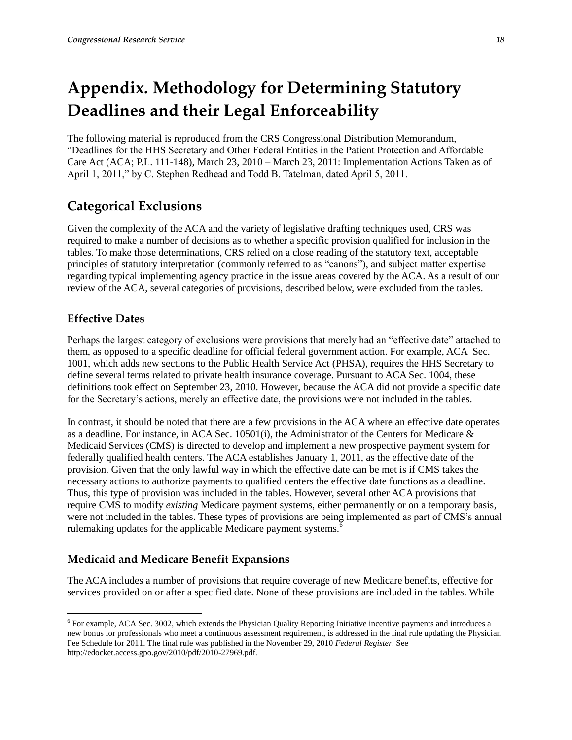# Appendix. Methodology for Determining Statutory Deadlines and their Legal Enforceability

The following material is reproduced from the CRS Congressional Distribution Memorandum, "Deadlines for the HHS Secretary and Other Federal Entities in the Patient Protection and Affordable Care Act (ACA; P.L. 111-148), March 23, 2010 – March 23, 2011: Implementation Actions Taken as of April 1, 2011," by C. Stephen Redhead and Todd B. Tatelman, dated April 5, 2011.

## Categorical Exclusions

Given the complexity of the ACA and the variety of legislative drafting techniques used, CRS was required to make a number of decisions as to whether a specific provision qualified for inclusion in the tables. To make those determinations, CRS relied on a close reading of the statutory text, acceptable principles of statutory interpretation (commonly referred to as "canons"), and subject matter expertise regarding typical implementing agency practice in the issue areas covered by the ACA. As a result of our review of the ACA, several categories of provisions, described below, were excluded from the tables.

### Effective Dates

Perhaps the largest category of exclusions were provisions that merely had an "effective date" attached to them, as opposed to a specific deadline for official federal government action. For example, ACA Sec. 1001, which adds new sections to the Public Health Service Act (PHSA), requires the HHS Secretary to define several terms related to private health insurance coverage. Pursuant to ACA Sec. 1004, these definitions took effect on September 23, 2010. However, because the ACA did not provide a specific date for the Secretary's actions, merely an effective date, the provisions were not included in the tables.

In contrast, it should be noted that there are a few provisions in the ACA where an effective date operates as a deadline. For instance, in ACA Sec. 10501(i), the Administrator of the Centers for Medicare & Medicaid Services (CMS) is directed to develop and implement a new prospective payment system for federally qualified health centers. The ACA establishes January 1, 2011, as the effective date of the provision. Given that the only lawful way in which the effective date can be met is if CMS takes the necessary actions to authorize payments to qualified centers the effective date functions as a deadline. Thus, this type of provision was included in the tables. However, several other ACA provisions that require CMS to modify *existing* Medicare payment systems, either permanently or on a temporary basis, were not included in the tables. These types of provisions are being implemented as part of CMS's annual rulemaking updates for the applicable Medicare payment systems.[6]

### Medicaid and Medicare Benefit Expansions

The ACA includes a number of provisions that require coverage of new Medicare benefits, effective for services provided on or after a specified date. None of these provisions are included in the tables. While

---

[6] For example, ACA Sec. 3002, which extends the Physician Quality Reporting Initiative incentive payments and introduces a new bonus for professionals who meet a continuous assessment requirement, is addressed in the final rule updating the Physician Fee Schedule for 2011. The final rule was published in the November 29, 2010 *Federal Register*. See http://edocket.access.gpo.gov/2010/pdf/2010-27969.pdf.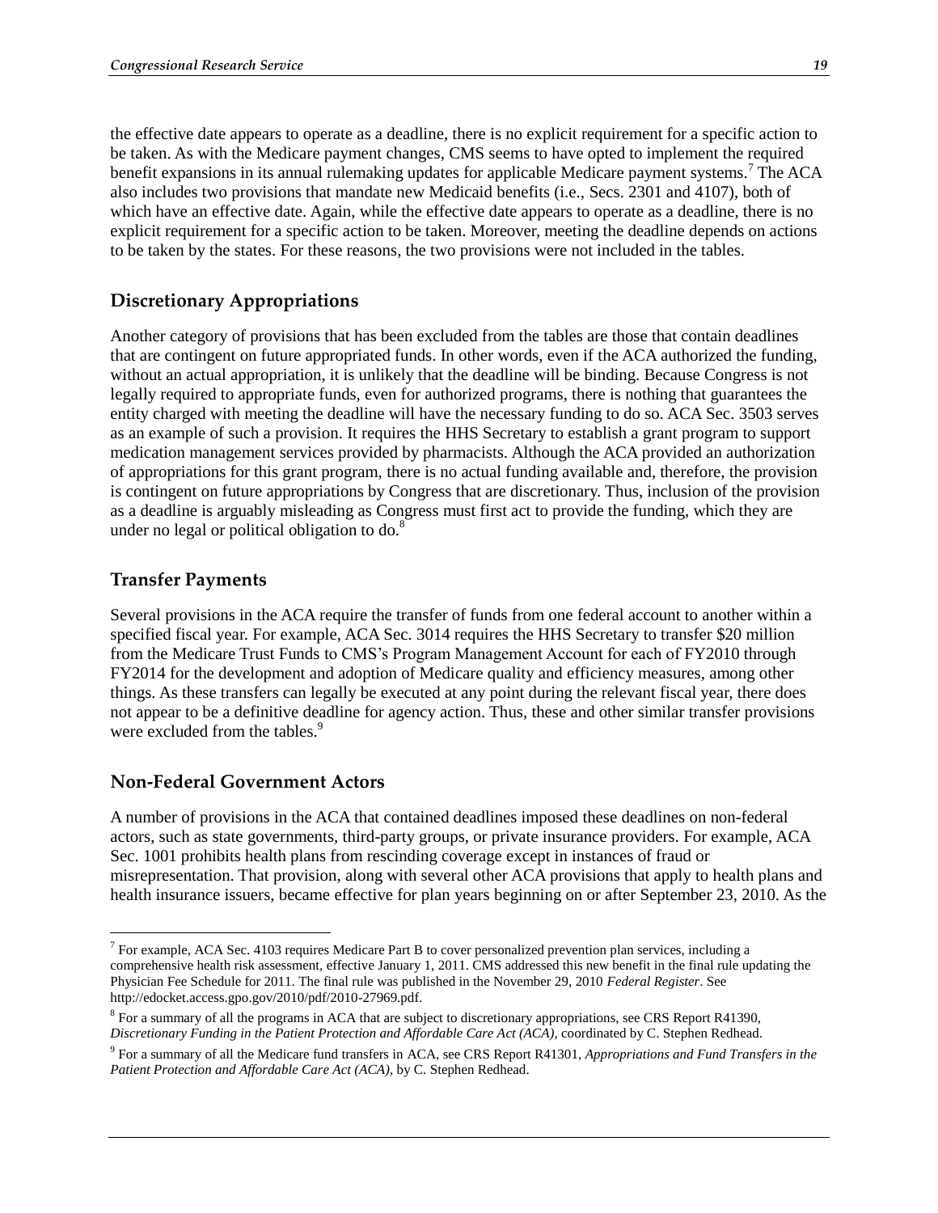the effective date appears to operate as a deadline, there is no explicit requirement for a specific action to be taken. As with the Medicare payment changes, CMS seems to have opted to implement the required benefit expansions in its annual rulemaking updates for applicable Medicare payment systems.[7] The ACA also includes two provisions that mandate new Medicaid benefits (i.e., Secs. 2301 and 4107), both of which have an effective date. Again, while the effective date appears to operate as a deadline, there is no explicit requirement for a specific action to be taken. Moreover, meeting the deadline depends on actions to be taken by the states. For these reasons, the two provisions were not included in the tables.

### Discretionary Appropriations

Another category of provisions that has been excluded from the tables are those that contain deadlines that are contingent on future appropriated funds. In other words, even if the ACA authorized the funding, without an actual appropriation, it is unlikely that the deadline will be binding. Because Congress is not legally required to appropriate funds, even for authorized programs, there is nothing that guarantees the entity charged with meeting the deadline will have the necessary funding to do so. ACA Sec. 3503 serves as an example of such a provision. It requires the HHS Secretary to establish a grant program to support medication management services provided by pharmacists. Although the ACA provided an authorization of appropriations for this grant program, there is no actual funding available and, therefore, the provision is contingent on future appropriations by Congress that are discretionary. Thus, inclusion of the provision as a deadline is arguably misleading as Congress must first act to provide the funding, which they are under no legal or political obligation to do.[8]

### Transfer Payments

Several provisions in the ACA require the transfer of funds from one federal account to another within a specified fiscal year. For example, ACA Sec. 3014 requires the HHS Secretary to transfer $20 million from the Medicare Trust Funds to CMS's Program Management Account for each of FY2010 through FY2014 for the development and adoption of Medicare quality and efficiency measures, among other things. As these transfers can legally be executed at any point during the relevant fiscal year, there does not appear to be a definitive deadline for agency action. Thus, these and other similar transfer provisions were excluded from the tables.[9]

### Non-Federal Government Actors

A number of provisions in the ACA that contained deadlines imposed these deadlines on non-federal actors, such as state governments, third-party groups, or private insurance providers. For example, ACA Sec. 1001 prohibits health plans from rescinding coverage except in instances of fraud or misrepresentation. That provision, along with several other ACA provisions that apply to health plans and health insurance issuers, became effective for plan years beginning on or after September 23, 2010. As the

---

[7] For example, ACA Sec. 4103 requires Medicare Part B to cover personalized prevention plan services, including a comprehensive health risk assessment, effective January 1, 2011. CMS addressed this new benefit in the final rule updating the Physician Fee Schedule for 2011. The final rule was published in the November 29, 2010 *Federal Register*. See http://edocket.access.gpo.gov/2010/pdf/2010-27969.pdf.

[8] For a summary of all the programs in ACA that are subject to discretionary appropriations, see CRS Report R41390, *Discretionary Funding in the Patient Protection and Affordable Care Act (ACA)*, coordinated by C. Stephen Redhead.

[9] For a summary of all the Medicare fund transfers in ACA, see CRS Report R41301, *Appropriations and Fund Transfers in the Patient Protection and Affordable Care Act (ACA)*, by C. Stephen Redhead.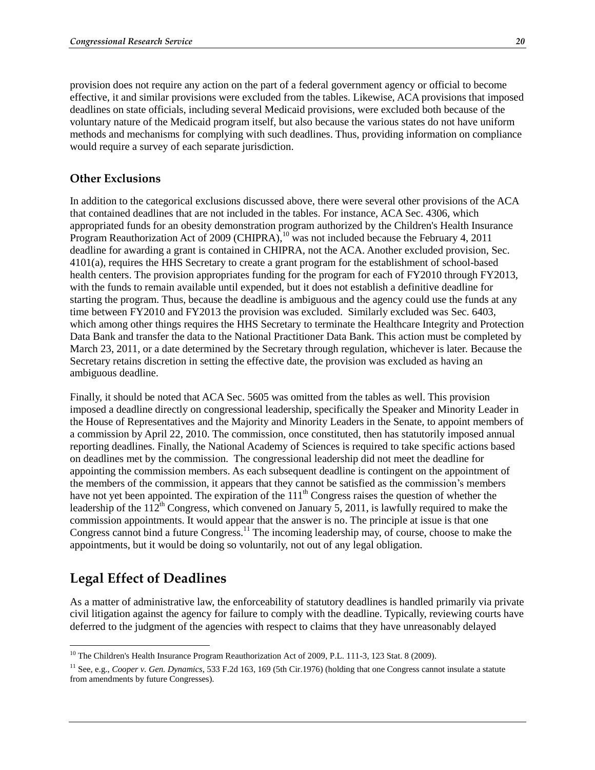provision does not require any action on the part of a federal government agency or official to become effective, it and similar provisions were excluded from the tables. Likewise, ACA provisions that imposed deadlines on state officials, including several Medicaid provisions, were excluded both because of the voluntary nature of the Medicaid program itself, but also because the various states do not have uniform methods and mechanisms for complying with such deadlines. Thus, providing information on compliance would require a survey of each separate jurisdiction.

### Other Exclusions

In addition to the categorical exclusions discussed above, there were several other provisions of the ACA that contained deadlines that are not included in the tables. For instance, ACA Sec. 4306, which appropriated funds for an obesity demonstration program authorized by the Children's Health Insurance Program Reauthorization Act of 2009 (CHIPRA),[10] was not included because the February 4, 2011 deadline for awarding a grant is contained in CHIPRA, not the ACA. Another excluded provision, Sec. 4101(a), requires the HHS Secretary to create a grant program for the establishment of school-based health centers. The provision appropriates funding for the program for each of FY2010 through FY2013, with the funds to remain available until expended, but it does not establish a definitive deadline for starting the program. Thus, because the deadline is ambiguous and the agency could use the funds at any time between FY2010 and FY2013 the provision was excluded. Similarly excluded was Sec. 6403, which among other things requires the HHS Secretary to terminate the Healthcare Integrity and Protection Data Bank and transfer the data to the National Practitioner Data Bank. This action must be completed by March 23, 2011, or a date determined by the Secretary through regulation, whichever is later. Because the Secretary retains discretion in setting the effective date, the provision was excluded as having an ambiguous deadline.

Finally, it should be noted that ACA Sec. 5605 was omitted from the tables as well. This provision imposed a deadline directly on congressional leadership, specifically the Speaker and Minority Leader in the House of Representatives and the Majority and Minority Leaders in the Senate, to appoint members of a commission by April 22, 2010. The commission, once constituted, then has statutorily imposed annual reporting deadlines. Finally, the National Academy of Sciences is required to take specific actions based on deadlines met by the commission. The congressional leadership did not meet the deadline for appointing the commission members. As each subsequent deadline is contingent on the appointment of the members of the commission, it appears that they cannot be satisfied as the commission's members have not yet been appointed. The expiration of the 111th Congress raises the question of whether the leadership of the 112th Congress, which convened on January 5, 2011, is lawfully required to make the commission appointments. It would appear that the answer is no. The principle at issue is that one Congress cannot bind a future Congress.[11] The incoming leadership may, of course, choose to make the appointments, but it would be doing so voluntarily, not out of any legal obligation.

## Legal Effect of Deadlines

As a matter of administrative law, the enforceability of statutory deadlines is handled primarily via private civil litigation against the agency for failure to comply with the deadline. Typically, reviewing courts have deferred to the judgment of the agencies with respect to claims that they have unreasonably delayed

---

[10] The Children's Health Insurance Program Reauthorization Act of 2009, P.L. 111-3, 123 Stat. 8 (2009).

[11] See, e.g., *Cooper v. Gen. Dynamics*, 533 F.2d 163, 169 (5th Cir.1976) (holding that one Congress cannot insulate a statute from amendments by future Congresses).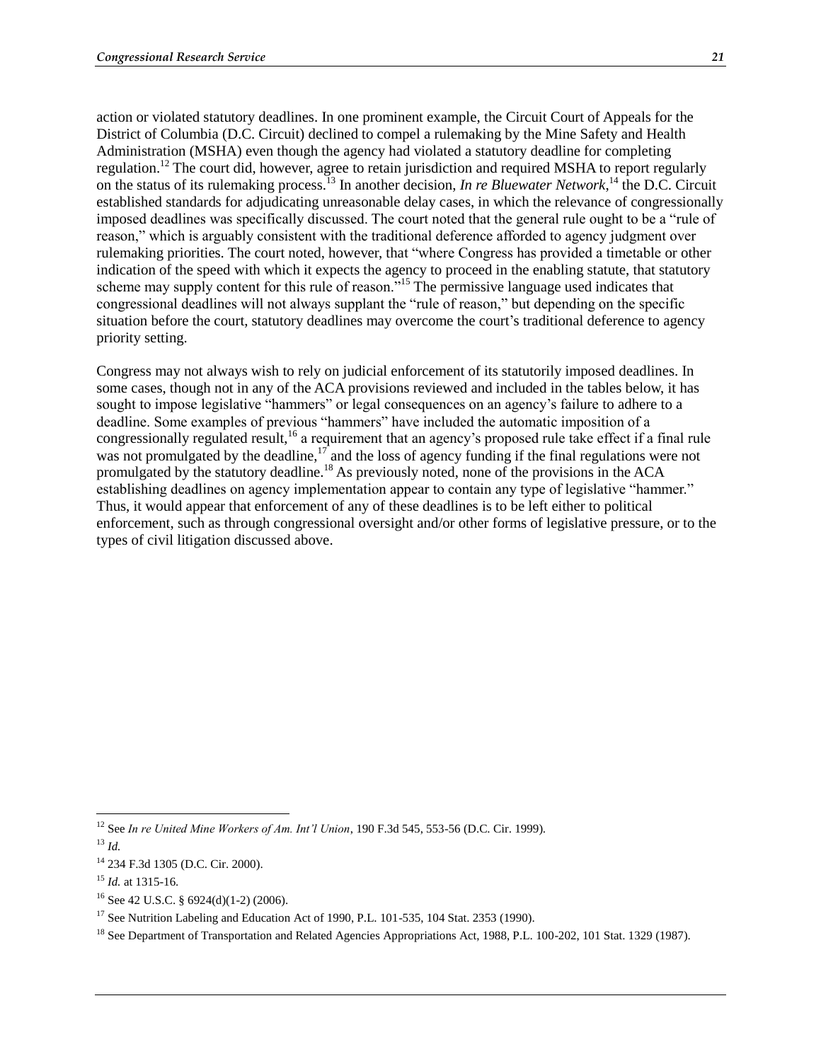action or violated statutory deadlines. In one prominent example, the Circuit Court of Appeals for the District of Columbia (D.C. Circuit) declined to compel a rulemaking by the Mine Safety and Health Administration (MSHA) even though the agency had violated a statutory deadline for completing regulation.[12] The court did, however, agree to retain jurisdiction and required MSHA to report regularly on the status of its rulemaking process.[13] In another decision, *In re Bluewater Network*,[14] the D.C. Circuit established standards for adjudicating unreasonable delay cases, in which the relevance of congressionally imposed deadlines was specifically discussed. The court noted that the general rule ought to be a "rule of reason," which is arguably consistent with the traditional deference afforded to agency judgment over rulemaking priorities. The court noted, however, that "where Congress has provided a timetable or other indication of the speed with which it expects the agency to proceed in the enabling statute, that statutory scheme may supply content for this rule of reason."[15] The permissive language used indicates that congressional deadlines will not always supplant the "rule of reason," but depending on the specific situation before the court, statutory deadlines may overcome the court's traditional deference to agency priority setting.

Congress may not always wish to rely on judicial enforcement of its statutorily imposed deadlines. In some cases, though not in any of the ACA provisions reviewed and included in the tables below, it has sought to impose legislative "hammers" or legal consequences on an agency's failure to adhere to a deadline. Some examples of previous "hammers" have included the automatic imposition of a congressionally regulated result,[16] a requirement that an agency's proposed rule take effect if a final rule was not promulgated by the deadline,[17] and the loss of agency funding if the final regulations were not promulgated by the statutory deadline.[18] As previously noted, none of the provisions in the ACA establishing deadlines on agency implementation appear to contain any type of legislative "hammer." Thus, it would appear that enforcement of any of these deadlines is to be left either to political enforcement, such as through congressional oversight and/or other forms of legislative pressure, or to the types of civil litigation discussed above.

---

[12] See *In re United Mine Workers of Am. Int'l Union*, 190 F.3d 545, 553-56 (D.C. Cir. 1999).

[13] *Id.*

[14] 234 F.3d 1305 (D.C. Cir. 2000).

[15] *Id.* at 1315-16.

[16] See 42 U.S.C. § 6924(d)(1-2) (2006).

[17] See Nutrition Labeling and Education Act of 1990, P.L. 101-535, 104 Stat. 2353 (1990).

[18] See Department of Transportation and Related Agencies Appropriations Act, 1988, P.L. 100-202, 101 Stat. 1329 (1987).